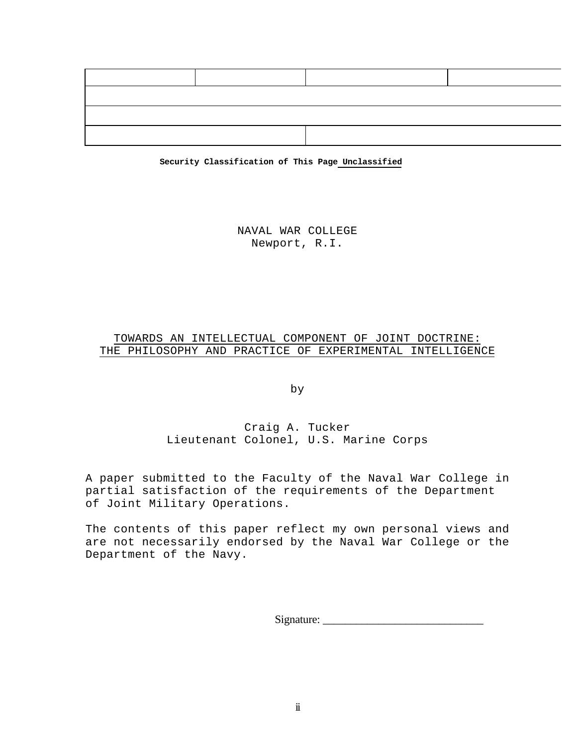Security Classification of This Page **Unclassified**

NAVAL WAR COLLEGE
Newport, R.I.

# TOWARDS AN INTELLECTUAL COMPONENT OF JOINT DOCTRINE: THE PHILOSOPHY AND PRACTICE OF EXPERIMENTAL INTELLIGENCE

by

Craig A. Tucker
Lieutenant Colonel, U.S. Marine Corps

A paper submitted to the Faculty of the Naval War College in partial satisfaction of the requirements of the Department of Joint Military Operations.

The contents of this paper reflect my own personal views and are not necessarily endorsed by the Naval War College or the Department of the Navy.

Signature: ____________________________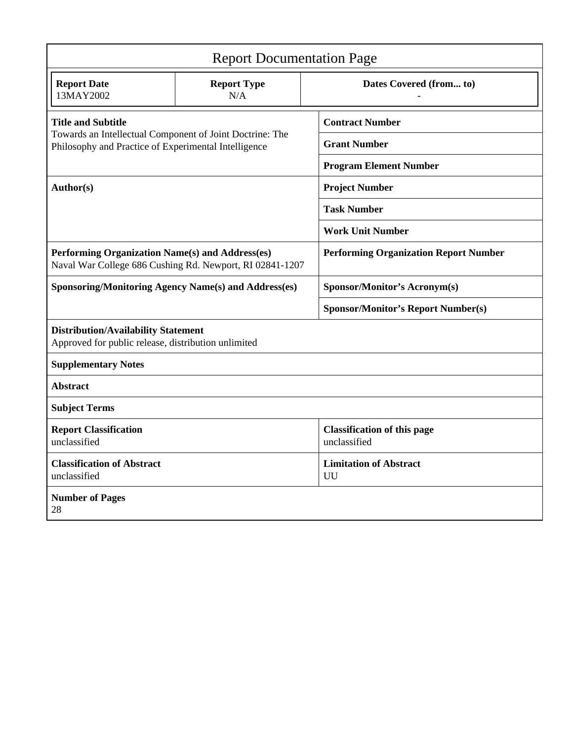# Report Documentation Page

| Report Date | Report Type | Dates Covered (from... to) |
|---|---|---|
| 13MAY2002 | N/A | - |

| | |
|---|---|
| **Title and Subtitle**<br>Towards an Intellectual Component of Joint Doctrine: The Philosophy and Practice of Experimental Intelligence | **Contract Number** |
| | **Grant Number** |
| | **Program Element Number** |
| **Author(s)** | **Project Number** |
| | **Task Number** |
| | **Work Unit Number** |
| **Performing Organization Name(s) and Address(es)**<br>Naval War College 686 Cushing Rd. Newport, RI 02841-1207 | **Performing Organization Report Number** |
| **Sponsoring/Monitoring Agency Name(s) and Address(es)** | **Sponsor/Monitor's Acronym(s)** |
| | **Sponsor/Monitor's Report Number(s)** |
| **Distribution/Availability Statement**<br>Approved for public release, distribution unlimited | |
| **Supplementary Notes** | |
| **Abstract** | |
| **Subject Terms** | |
| **Report Classification**<br>unclassified | **Classification of this page**<br>unclassified |
| **Classification of Abstract**<br>unclassified | **Limitation of Abstract**<br>UU |
| **Number of Pages**<br>28 | |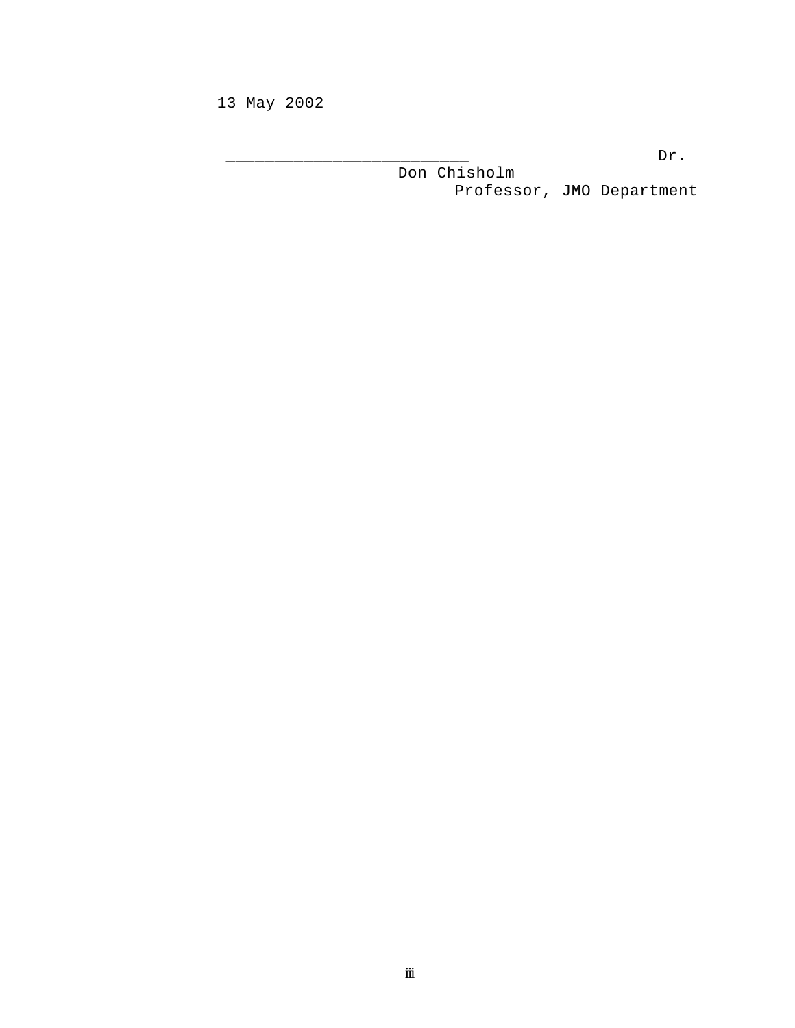13 May 2002

_________________________ Dr. Don Chisholm
Professor, JMO Department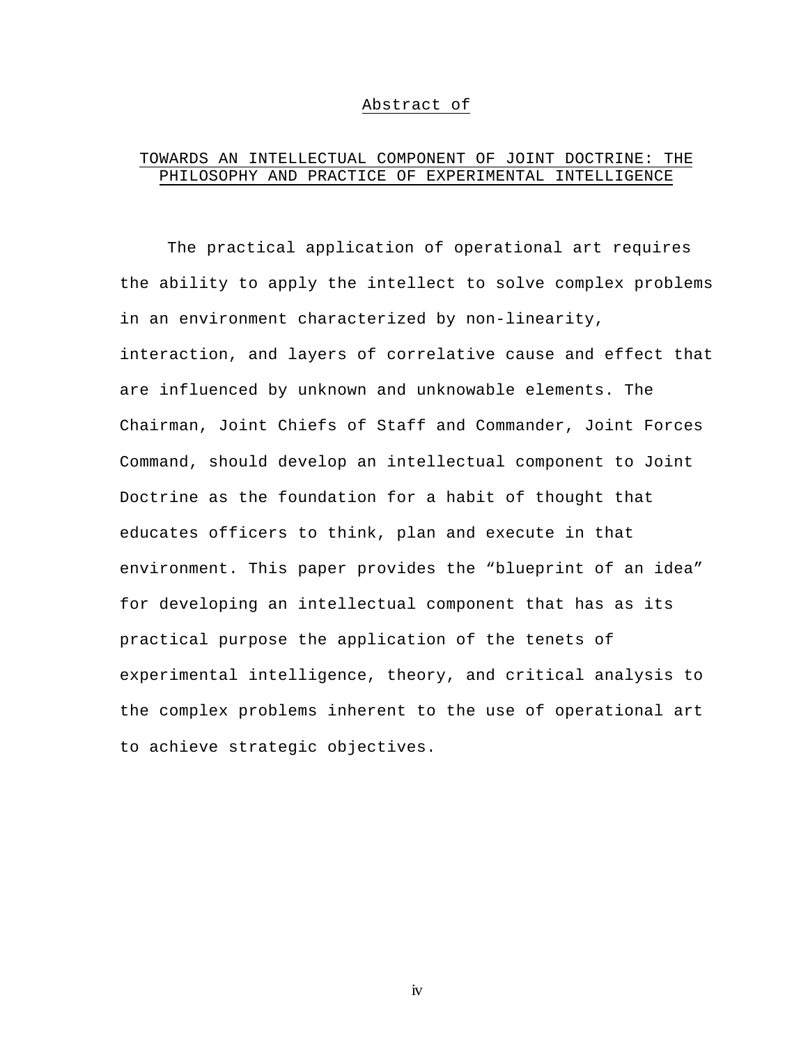Abstract of

## TOWARDS AN INTELLECTUAL COMPONENT OF JOINT DOCTRINE: THE PHILOSOPHY AND PRACTICE OF EXPERIMENTAL INTELLIGENCE

The practical application of operational art requires the ability to apply the intellect to solve complex problems in an environment characterized by non-linearity, interaction, and layers of correlative cause and effect that are influenced by unknown and unknowable elements. The Chairman, Joint Chiefs of Staff and Commander, Joint Forces Command, should develop an intellectual component to Joint Doctrine as the foundation for a habit of thought that educates officers to think, plan and execute in that environment. This paper provides the "blueprint of an idea" for developing an intellectual component that has as its practical purpose the application of the tenets of experimental intelligence, theory, and critical analysis to the complex problems inherent to the use of operational art to achieve strategic objectives.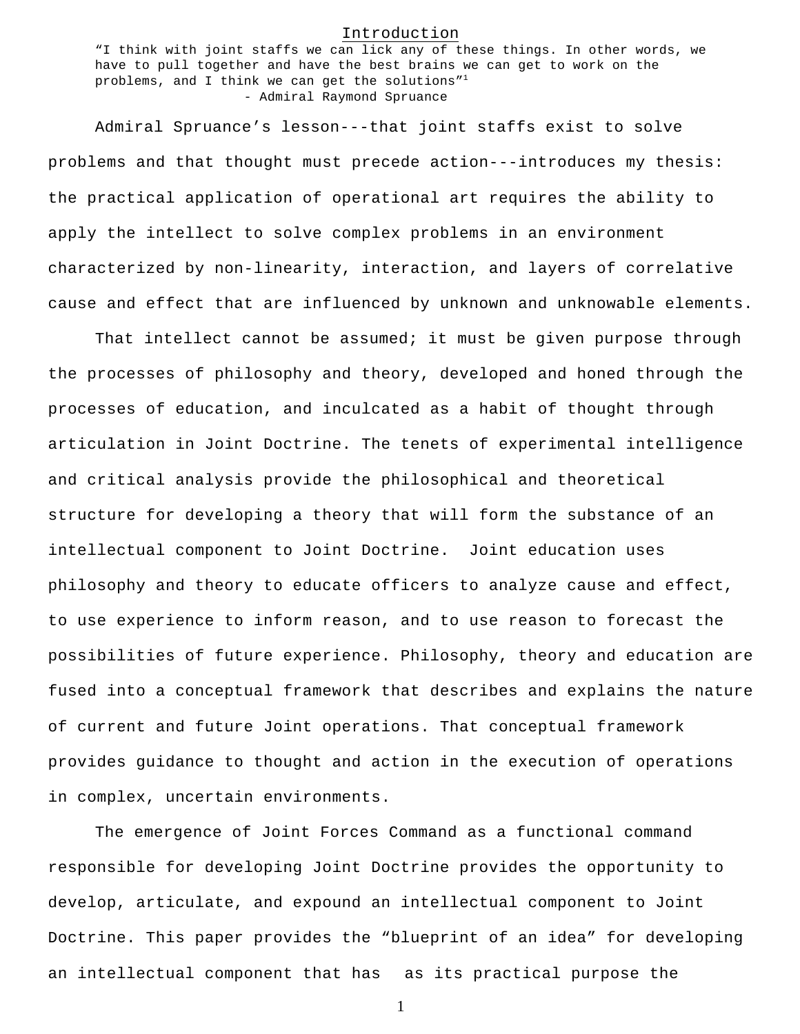# Introduction

> "I think with joint staffs we can lick any of these things. In other words, we have to pull together and have the best brains we can get to work on the problems, and I think we can get the solutions"[1]
>
> - Admiral Raymond Spruance

Admiral Spruance's lesson---that joint staffs exist to solve problems and that thought must precede action---introduces my thesis: the practical application of operational art requires the ability to apply the intellect to solve complex problems in an environment characterized by non-linearity, interaction, and layers of correlative cause and effect that are influenced by unknown and unknowable elements.

That intellect cannot be assumed; it must be given purpose through the processes of philosophy and theory, developed and honed through the processes of education, and inculcated as a habit of thought through articulation in Joint Doctrine. The tenets of experimental intelligence and critical analysis provide the philosophical and theoretical structure for developing a theory that will form the substance of an intellectual component to Joint Doctrine. Joint education uses philosophy and theory to educate officers to analyze cause and effect, to use experience to inform reason, and to use reason to forecast the possibilities of future experience. Philosophy, theory and education are fused into a conceptual framework that describes and explains the nature of current and future Joint operations. That conceptual framework provides guidance to thought and action in the execution of operations in complex, uncertain environments.

The emergence of Joint Forces Command as a functional command responsible for developing Joint Doctrine provides the opportunity to develop, articulate, and expound an intellectual component to Joint Doctrine. This paper provides the "blueprint of an idea" for developing an intellectual component that has as its practical purpose the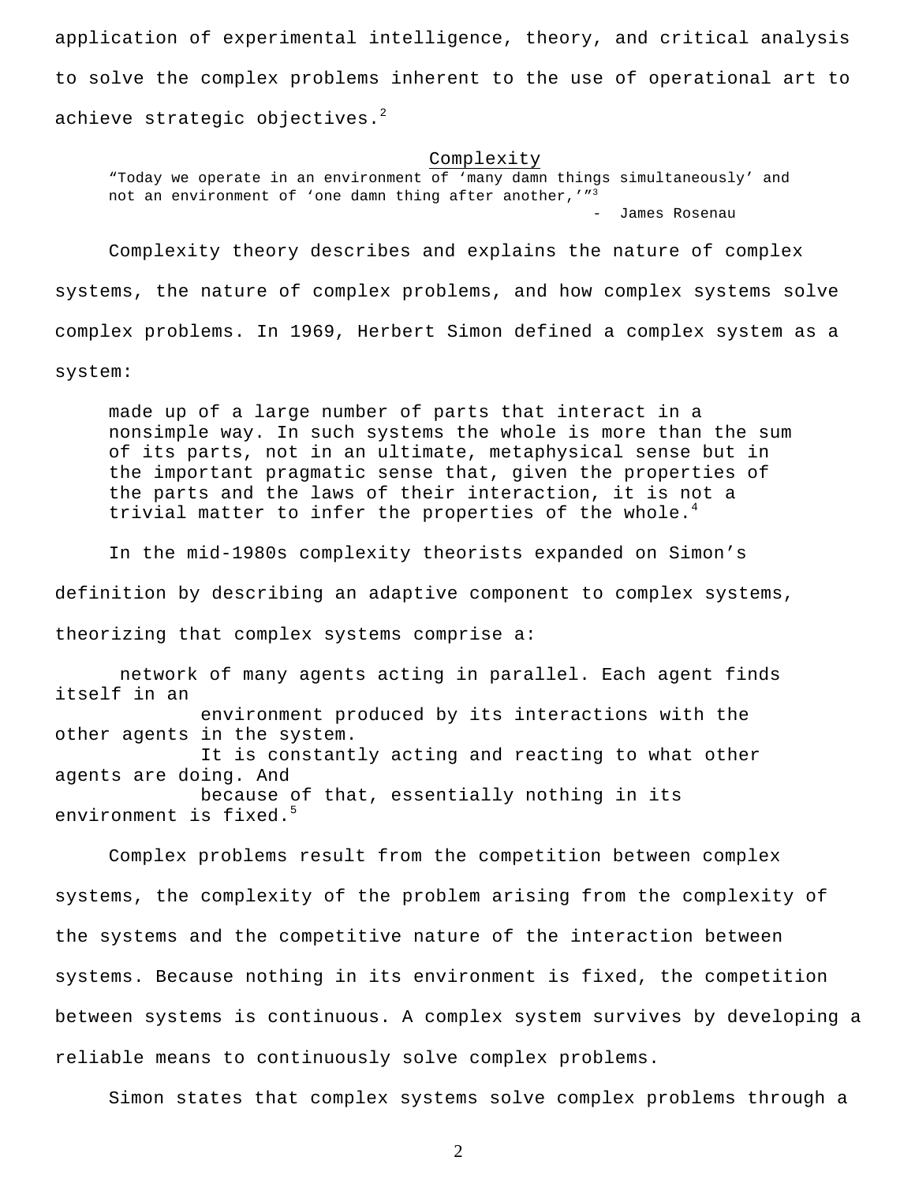application of experimental intelligence, theory, and critical analysis to solve the complex problems inherent to the use of operational art to achieve strategic objectives.[2]

## Complexity

> "Today we operate in an environment of 'many damn things simultaneously' and not an environment of 'one damn thing after another,'"[3]
>
> \- James Rosenau

Complexity theory describes and explains the nature of complex systems, the nature of complex problems, and how complex systems solve complex problems. In 1969, Herbert Simon defined a complex system as a system:

> made up of a large number of parts that interact in a nonsimple way. In such systems the whole is more than the sum of its parts, not in an ultimate, metaphysical sense but in the important pragmatic sense that, given the properties of the parts and the laws of their interaction, it is not a trivial matter to infer the properties of the whole.[4]

In the mid-1980s complexity theorists expanded on Simon's definition by describing an adaptive component to complex systems, theorizing that complex systems comprise a:

> network of many agents acting in parallel. Each agent finds itself in an environment produced by its interactions with the other agents in the system. It is constantly acting and reacting to what other agents are doing. And because of that, essentially nothing in its environment is fixed.[5]

Complex problems result from the competition between complex systems, the complexity of the problem arising from the complexity of the systems and the competitive nature of the interaction between systems. Because nothing in its environment is fixed, the competition between systems is continuous. A complex system survives by developing a reliable means to continuously solve complex problems.

Simon states that complex systems solve complex problems through a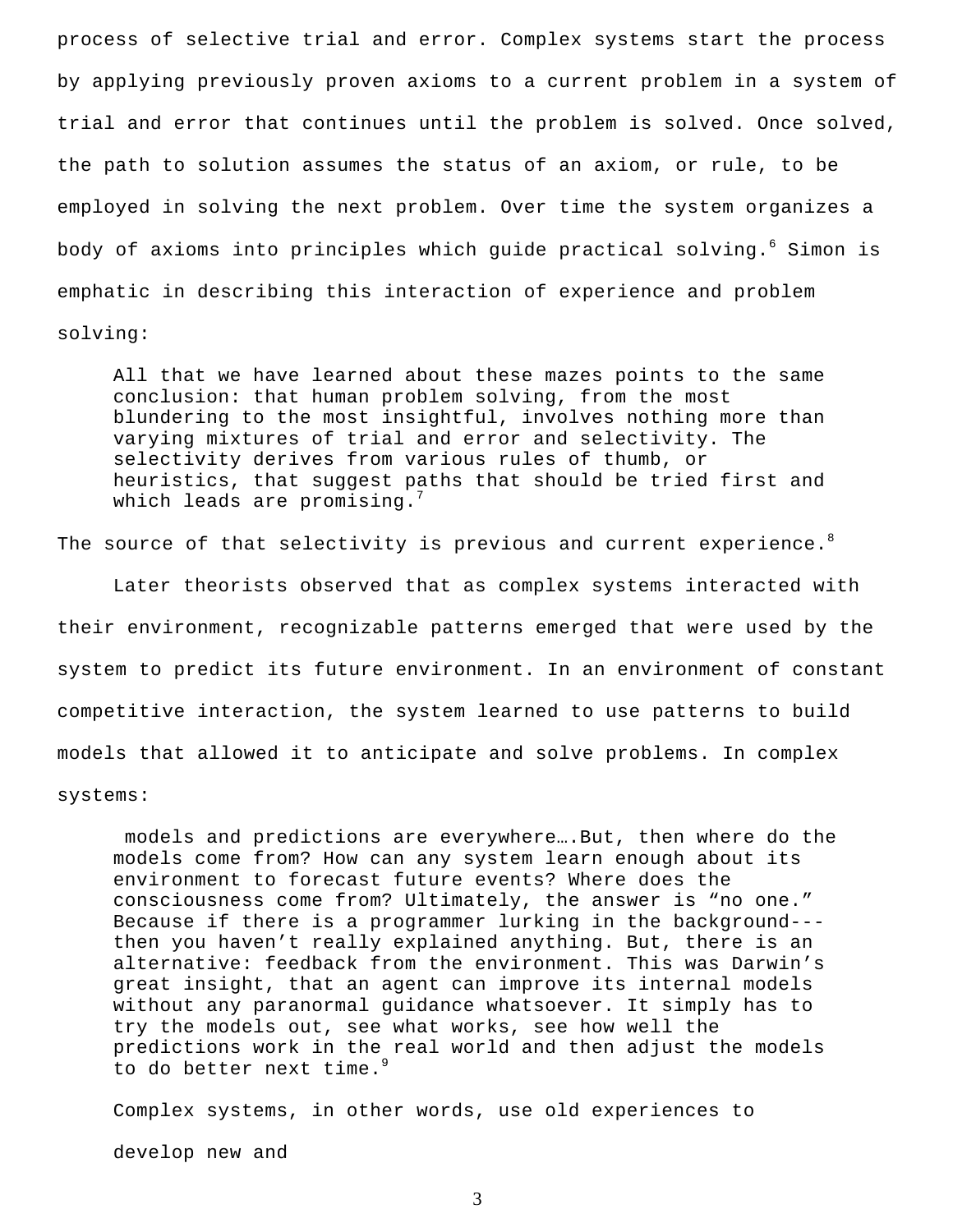process of selective trial and error. Complex systems start the process by applying previously proven axioms to a current problem in a system of trial and error that continues until the problem is solved. Once solved, the path to solution assumes the status of an axiom, or rule, to be employed in solving the next problem. Over time the system organizes a body of axioms into principles which guide practical solving.[6] Simon is emphatic in describing this interaction of experience and problem solving:

> All that we have learned about these mazes points to the same conclusion: that human problem solving, from the most blundering to the most insightful, involves nothing more than varying mixtures of trial and error and selectivity. The selectivity derives from various rules of thumb, or heuristics, that suggest paths that should be tried first and which leads are promising.[7]

The source of that selectivity is previous and current experience.[8]

Later theorists observed that as complex systems interacted with their environment, recognizable patterns emerged that were used by the system to predict its future environment. In an environment of constant competitive interaction, the system learned to use patterns to build models that allowed it to anticipate and solve problems. In complex systems:

> models and predictions are everywhere….But, then where do the models come from? How can any system learn enough about its environment to forecast future events? Where does the consciousness come from? Ultimately, the answer is "no one." Because if there is a programmer lurking in the background---then you haven't really explained anything. But, there is an alternative: feedback from the environment. This was Darwin's great insight, that an agent can improve its internal models without any paranormal guidance whatsoever. It simply has to try the models out, see what works, see how well the predictions work in the real world and then adjust the models to do better next time.[9]

Complex systems, in other words, use old experiences to develop new and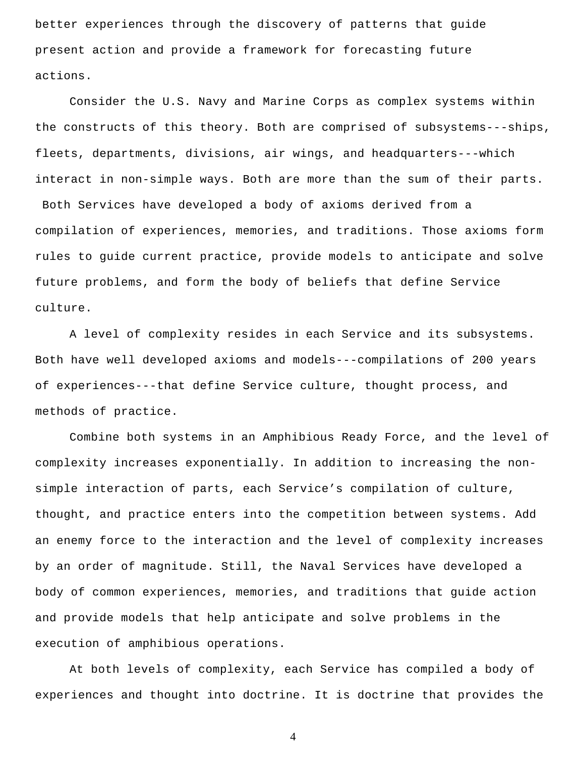better experiences through the discovery of patterns that guide present action and provide a framework for forecasting future actions.

Consider the U.S. Navy and Marine Corps as complex systems within the constructs of this theory. Both are comprised of subsystems---ships, fleets, departments, divisions, air wings, and headquarters---which interact in non-simple ways. Both are more than the sum of their parts. Both Services have developed a body of axioms derived from a compilation of experiences, memories, and traditions. Those axioms form rules to guide current practice, provide models to anticipate and solve future problems, and form the body of beliefs that define Service culture.

A level of complexity resides in each Service and its subsystems. Both have well developed axioms and models---compilations of 200 years of experiences---that define Service culture, thought process, and methods of practice.

Combine both systems in an Amphibious Ready Force, and the level of complexity increases exponentially. In addition to increasing the non-simple interaction of parts, each Service's compilation of culture, thought, and practice enters into the competition between systems. Add an enemy force to the interaction and the level of complexity increases by an order of magnitude. Still, the Naval Services have developed a body of common experiences, memories, and traditions that guide action and provide models that help anticipate and solve problems in the execution of amphibious operations.

At both levels of complexity, each Service has compiled a body of experiences and thought into doctrine. It is doctrine that provides the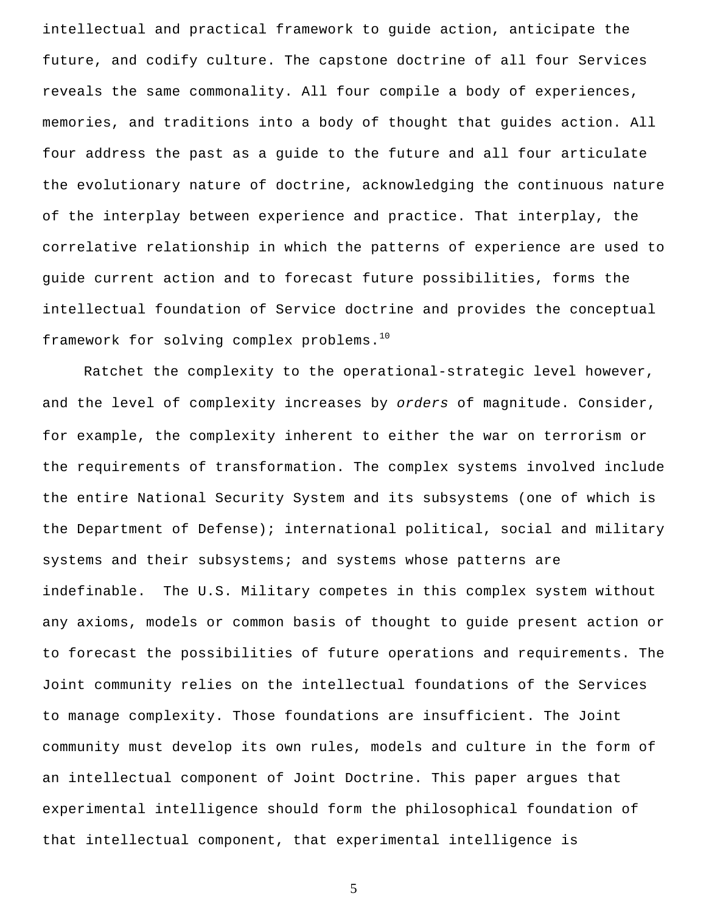intellectual and practical framework to guide action, anticipate the future, and codify culture. The capstone doctrine of all four Services reveals the same commonality. All four compile a body of experiences, memories, and traditions into a body of thought that guides action. All four address the past as a guide to the future and all four articulate the evolutionary nature of doctrine, acknowledging the continuous nature of the interplay between experience and practice. That interplay, the correlative relationship in which the patterns of experience are used to guide current action and to forecast future possibilities, forms the intellectual foundation of Service doctrine and provides the conceptual framework for solving complex problems.[10]

Ratchet the complexity to the operational-strategic level however, and the level of complexity increases by *orders* of magnitude. Consider, for example, the complexity inherent to either the war on terrorism or the requirements of transformation. The complex systems involved include the entire National Security System and its subsystems (one of which is the Department of Defense); international political, social and military systems and their subsystems; and systems whose patterns are indefinable. The U.S. Military competes in this complex system without any axioms, models or common basis of thought to guide present action or to forecast the possibilities of future operations and requirements. The Joint community relies on the intellectual foundations of the Services to manage complexity. Those foundations are insufficient. The Joint community must develop its own rules, models and culture in the form of an intellectual component of Joint Doctrine. This paper argues that experimental intelligence should form the philosophical foundation of that intellectual component, that experimental intelligence is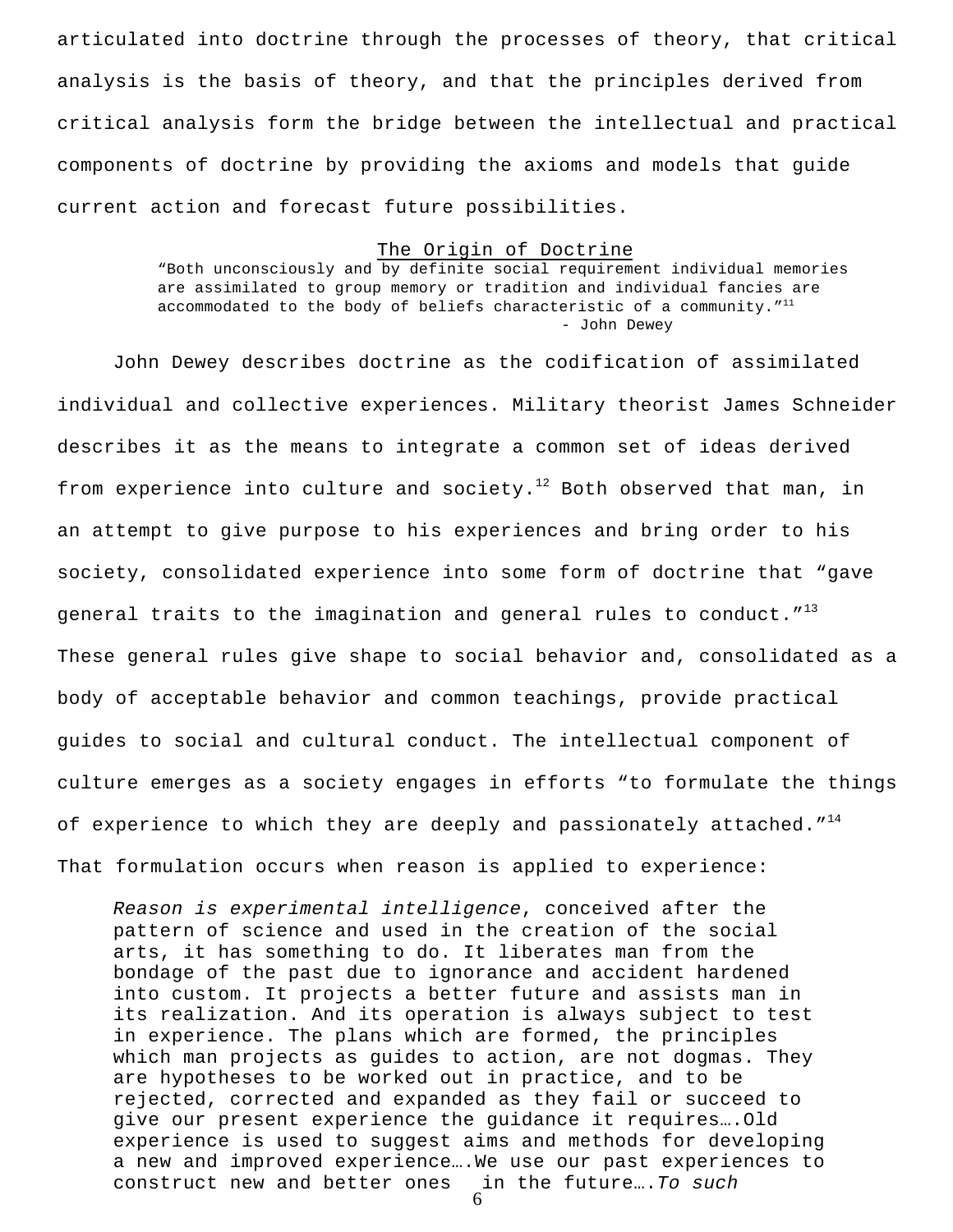articulated into doctrine through the processes of theory, that critical analysis is the basis of theory, and that the principles derived from critical analysis form the bridge between the intellectual and practical components of doctrine by providing the axioms and models that guide current action and forecast future possibilities.

## The Origin of Doctrine

> "Both unconsciously and by definite social requirement individual memories are assimilated to group memory or tradition and individual fancies are accommodated to the body of beliefs characteristic of a community."[11]
>
> - John Dewey

John Dewey describes doctrine as the codification of assimilated individual and collective experiences. Military theorist James Schneider describes it as the means to integrate a common set of ideas derived from experience into culture and society.[12] Both observed that man, in an attempt to give purpose to his experiences and bring order to his society, consolidated experience into some form of doctrine that "gave general traits to the imagination and general rules to conduct."[13] These general rules give shape to social behavior and, consolidated as a body of acceptable behavior and common teachings, provide practical guides to social and cultural conduct. The intellectual component of culture emerges as a society engages in efforts "to formulate the things of experience to which they are deeply and passionately attached."[14] That formulation occurs when reason is applied to experience:

> *Reason is experimental intelligence*, conceived after the pattern of science and used in the creation of the social arts, it has something to do. It liberates man from the bondage of the past due to ignorance and accident hardened into custom. It projects a better future and assists man in its realization. And its operation is always subject to test in experience. The plans which are formed, the principles which man projects as guides to action, are not dogmas. They are hypotheses to be worked out in practice, and to be rejected, corrected and expanded as they fail or succeed to give our present experience the guidance it requires….Old experience is used to suggest aims and methods for developing a new and improved experience….We use our past experiences to construct new and better ones in the future….*To such*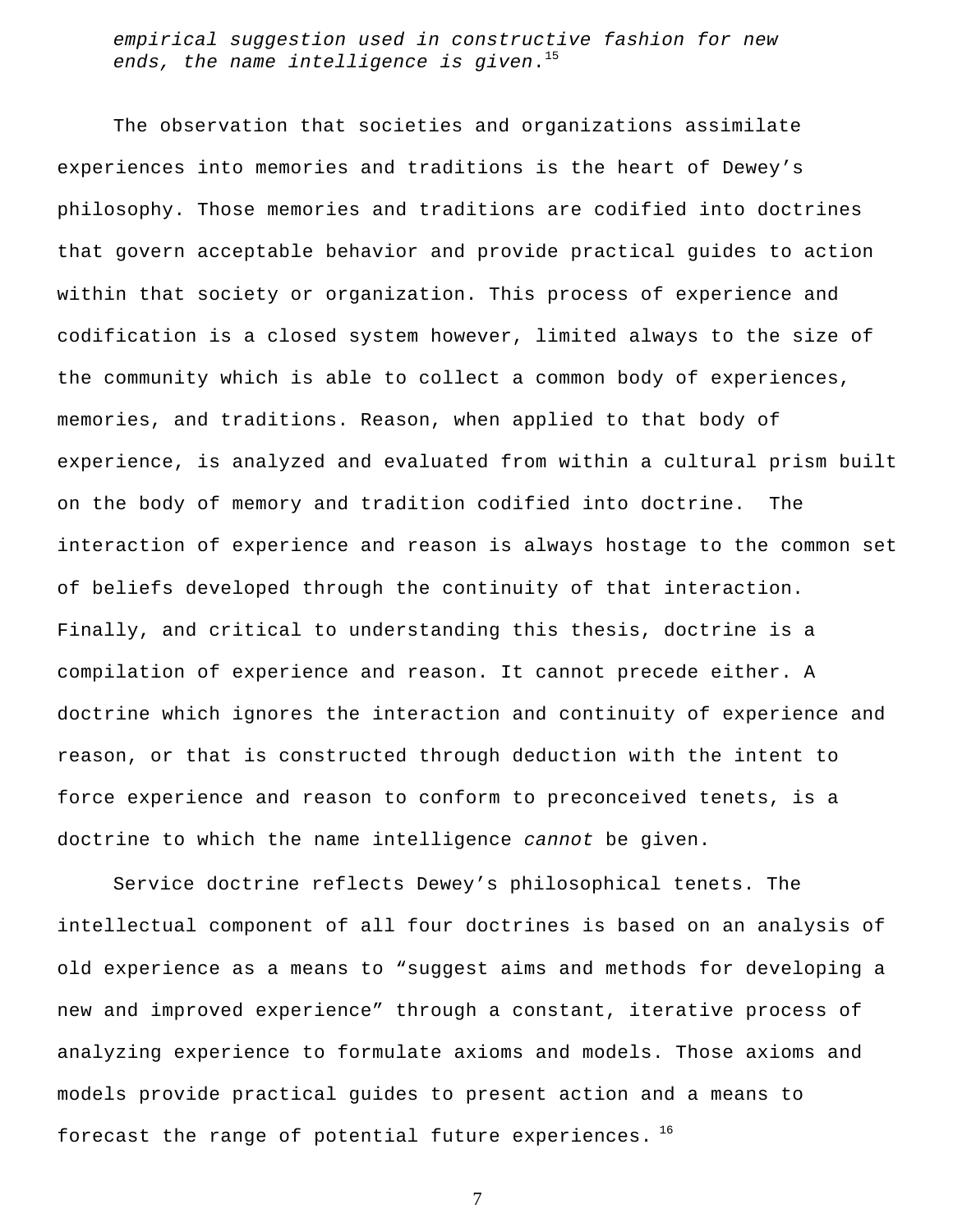> *empirical suggestion used in constructive fashion for new ends, the name intelligence is given*.[15]

The observation that societies and organizations assimilate experiences into memories and traditions is the heart of Dewey's philosophy. Those memories and traditions are codified into doctrines that govern acceptable behavior and provide practical guides to action within that society or organization. This process of experience and codification is a closed system however, limited always to the size of the community which is able to collect a common body of experiences, memories, and traditions. Reason, when applied to that body of experience, is analyzed and evaluated from within a cultural prism built on the body of memory and tradition codified into doctrine. The interaction of experience and reason is always hostage to the common set of beliefs developed through the continuity of that interaction. Finally, and critical to understanding this thesis, doctrine is a compilation of experience and reason. It cannot precede either. A doctrine which ignores the interaction and continuity of experience and reason, or that is constructed through deduction with the intent to force experience and reason to conform to preconceived tenets, is a doctrine to which the name intelligence *cannot* be given.

Service doctrine reflects Dewey's philosophical tenets. The intellectual component of all four doctrines is based on an analysis of old experience as a means to "suggest aims and methods for developing a new and improved experience" through a constant, iterative process of analyzing experience to formulate axioms and models. Those axioms and models provide practical guides to present action and a means to forecast the range of potential future experiences.[16]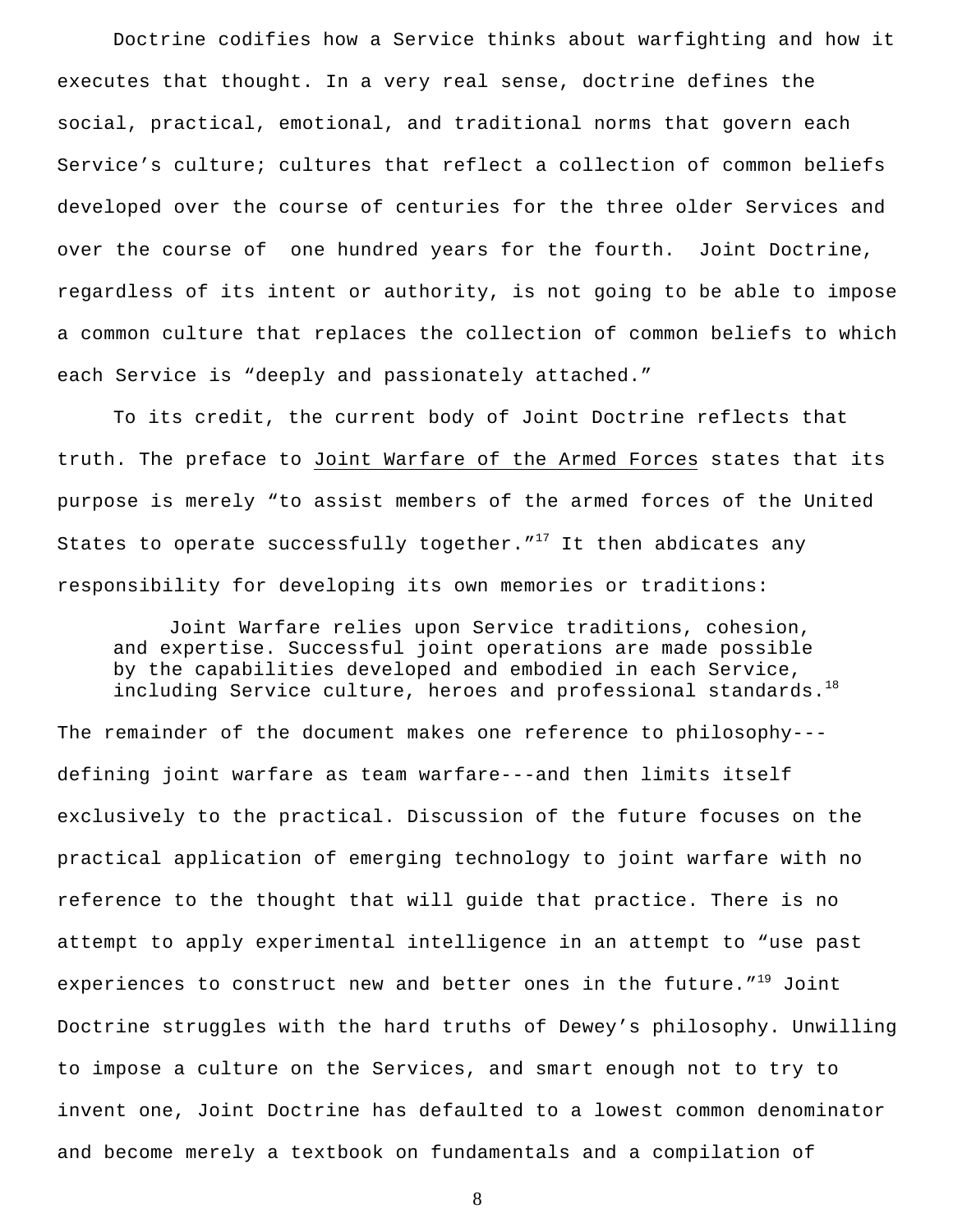Doctrine codifies how a Service thinks about warfighting and how it executes that thought. In a very real sense, doctrine defines the social, practical, emotional, and traditional norms that govern each Service's culture; cultures that reflect a collection of common beliefs developed over the course of centuries for the three older Services and over the course of one hundred years for the fourth. Joint Doctrine, regardless of its intent or authority, is not going to be able to impose a common culture that replaces the collection of common beliefs to which each Service is "deeply and passionately attached."

To its credit, the current body of Joint Doctrine reflects that truth. The preface to Joint Warfare of the Armed Forces states that its purpose is merely "to assist members of the armed forces of the United States to operate successfully together."[17] It then abdicates any responsibility for developing its own memories or traditions:

> Joint Warfare relies upon Service traditions, cohesion, and expertise. Successful joint operations are made possible by the capabilities developed and embodied in each Service, including Service culture, heroes and professional standards.[18]

The remainder of the document makes one reference to philosophy---defining joint warfare as team warfare---and then limits itself exclusively to the practical. Discussion of the future focuses on the practical application of emerging technology to joint warfare with no reference to the thought that will guide that practice. There is no attempt to apply experimental intelligence in an attempt to "use past experiences to construct new and better ones in the future."[19] Joint Doctrine struggles with the hard truths of Dewey's philosophy. Unwilling to impose a culture on the Services, and smart enough not to try to invent one, Joint Doctrine has defaulted to a lowest common denominator and become merely a textbook on fundamentals and a compilation of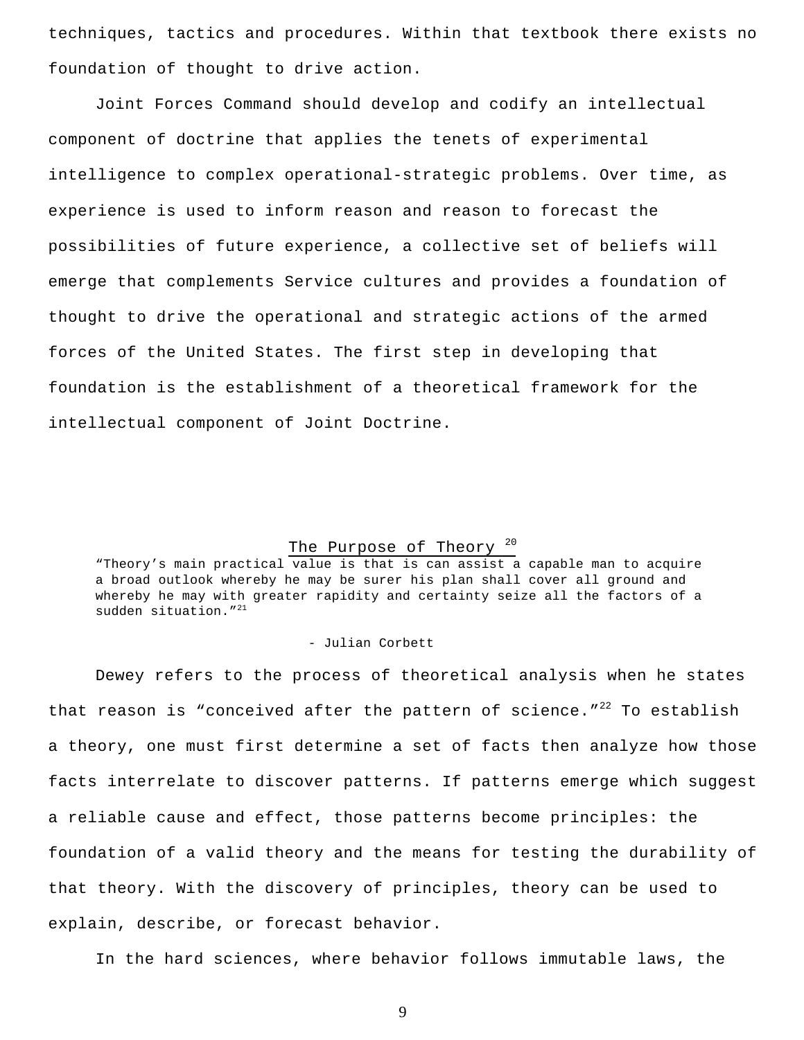techniques, tactics and procedures. Within that textbook there exists no foundation of thought to drive action.

Joint Forces Command should develop and codify an intellectual component of doctrine that applies the tenets of experimental intelligence to complex operational-strategic problems. Over time, as experience is used to inform reason and reason to forecast the possibilities of future experience, a collective set of beliefs will emerge that complements Service cultures and provides a foundation of thought to drive the operational and strategic actions of the armed forces of the United States. The first step in developing that foundation is the establishment of a theoretical framework for the intellectual component of Joint Doctrine.

## The Purpose of Theory [20]

> "Theory's main practical value is that is can assist a capable man to acquire a broad outlook whereby he may be surer his plan shall cover all ground and whereby he may with greater rapidity and certainty seize all the factors of a sudden situation."[21]
>
> - Julian Corbett

Dewey refers to the process of theoretical analysis when he states that reason is "conceived after the pattern of science."[22] To establish a theory, one must first determine a set of facts then analyze how those facts interrelate to discover patterns. If patterns emerge which suggest a reliable cause and effect, those patterns become principles: the foundation of a valid theory and the means for testing the durability of that theory. With the discovery of principles, theory can be used to explain, describe, or forecast behavior.

In the hard sciences, where behavior follows immutable laws, the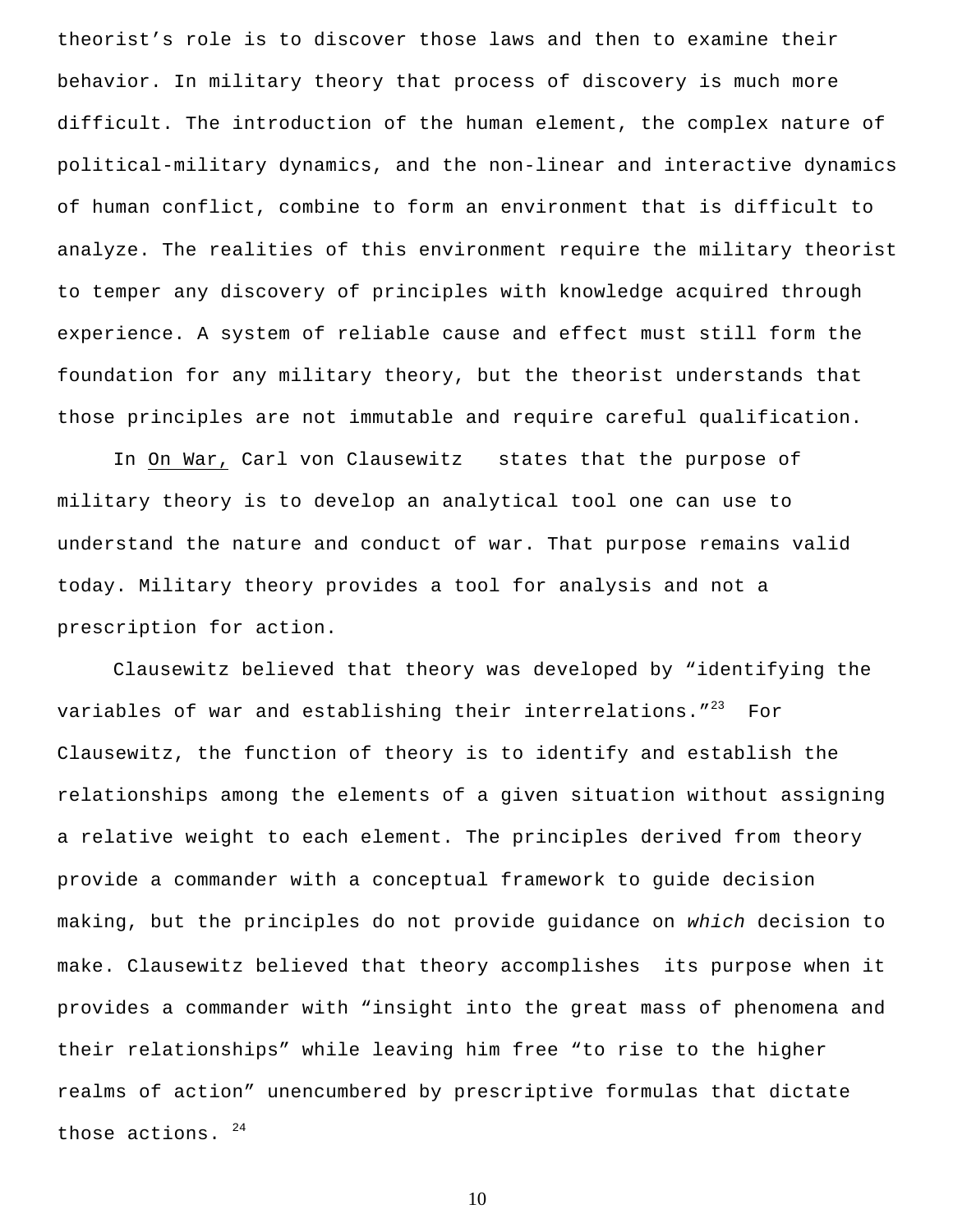theorist's role is to discover those laws and then to examine their behavior. In military theory that process of discovery is much more difficult. The introduction of the human element, the complex nature of political-military dynamics, and the non-linear and interactive dynamics of human conflict, combine to form an environment that is difficult to analyze. The realities of this environment require the military theorist to temper any discovery of principles with knowledge acquired through experience. A system of reliable cause and effect must still form the foundation for any military theory, but the theorist understands that those principles are not immutable and require careful qualification.

In On War, Carl von Clausewitz states that the purpose of military theory is to develop an analytical tool one can use to understand the nature and conduct of war. That purpose remains valid today. Military theory provides a tool for analysis and not a prescription for action.

Clausewitz believed that theory was developed by "identifying the variables of war and establishing their interrelations."[23] For Clausewitz, the function of theory is to identify and establish the relationships among the elements of a given situation without assigning a relative weight to each element. The principles derived from theory provide a commander with a conceptual framework to guide decision making, but the principles do not provide guidance on *which* decision to make. Clausewitz believed that theory accomplishes its purpose when it provides a commander with "insight into the great mass of phenomena and their relationships" while leaving him free "to rise to the higher realms of action" unencumbered by prescriptive formulas that dictate those actions. [24]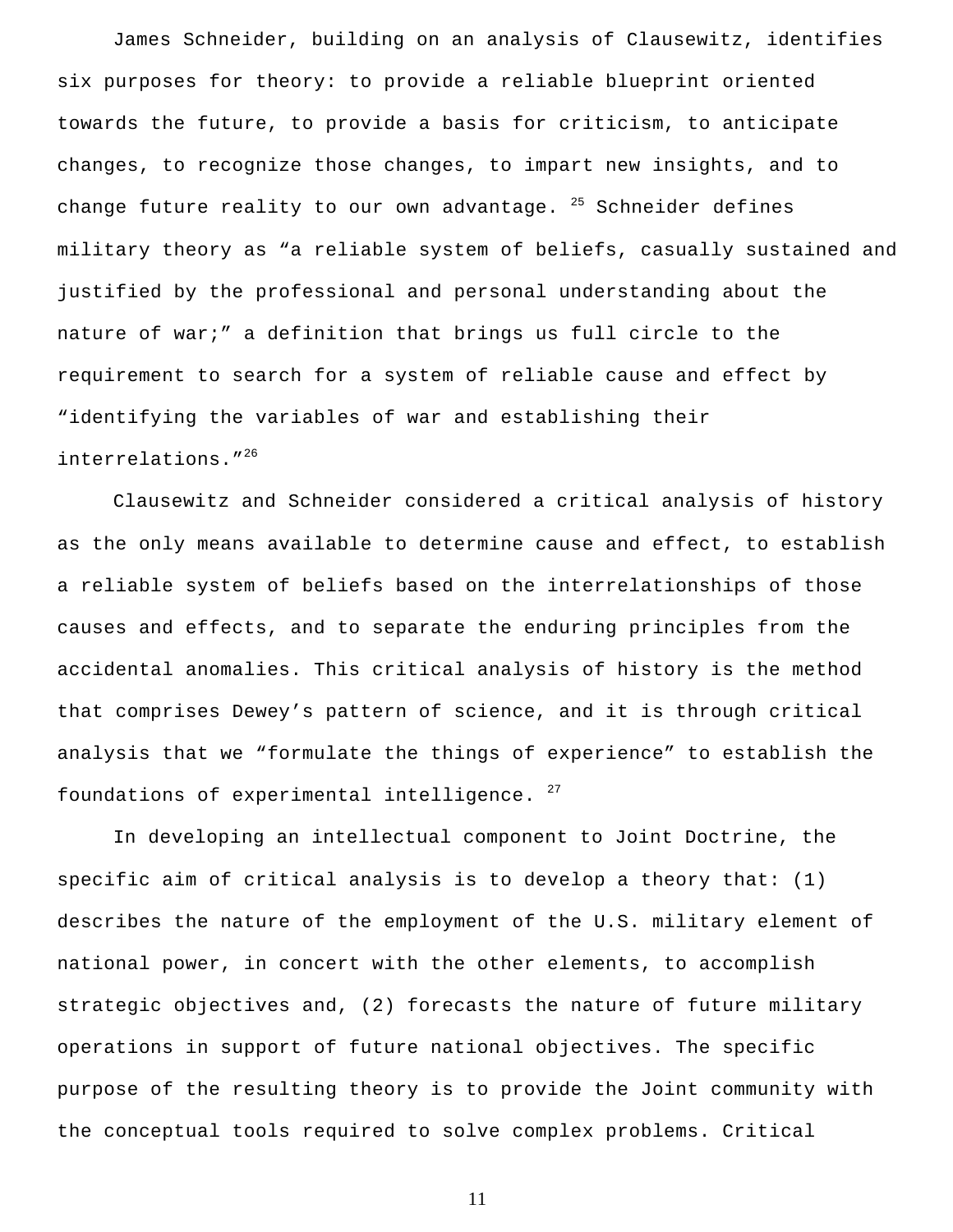James Schneider, building on an analysis of Clausewitz, identifies six purposes for theory: to provide a reliable blueprint oriented towards the future, to provide a basis for criticism, to anticipate changes, to recognize those changes, to impart new insights, and to change future reality to our own advantage. [25] Schneider defines military theory as "a reliable system of beliefs, casually sustained and justified by the professional and personal understanding about the nature of war;" a definition that brings us full circle to the requirement to search for a system of reliable cause and effect by "identifying the variables of war and establishing their interrelations."[26]

Clausewitz and Schneider considered a critical analysis of history as the only means available to determine cause and effect, to establish a reliable system of beliefs based on the interrelationships of those causes and effects, and to separate the enduring principles from the accidental anomalies. This critical analysis of history is the method that comprises Dewey's pattern of science, and it is through critical analysis that we "formulate the things of experience" to establish the foundations of experimental intelligence. [27]

In developing an intellectual component to Joint Doctrine, the specific aim of critical analysis is to develop a theory that: (1) describes the nature of the employment of the U.S. military element of national power, in concert with the other elements, to accomplish strategic objectives and, (2) forecasts the nature of future military operations in support of future national objectives. The specific purpose of the resulting theory is to provide the Joint community with the conceptual tools required to solve complex problems. Critical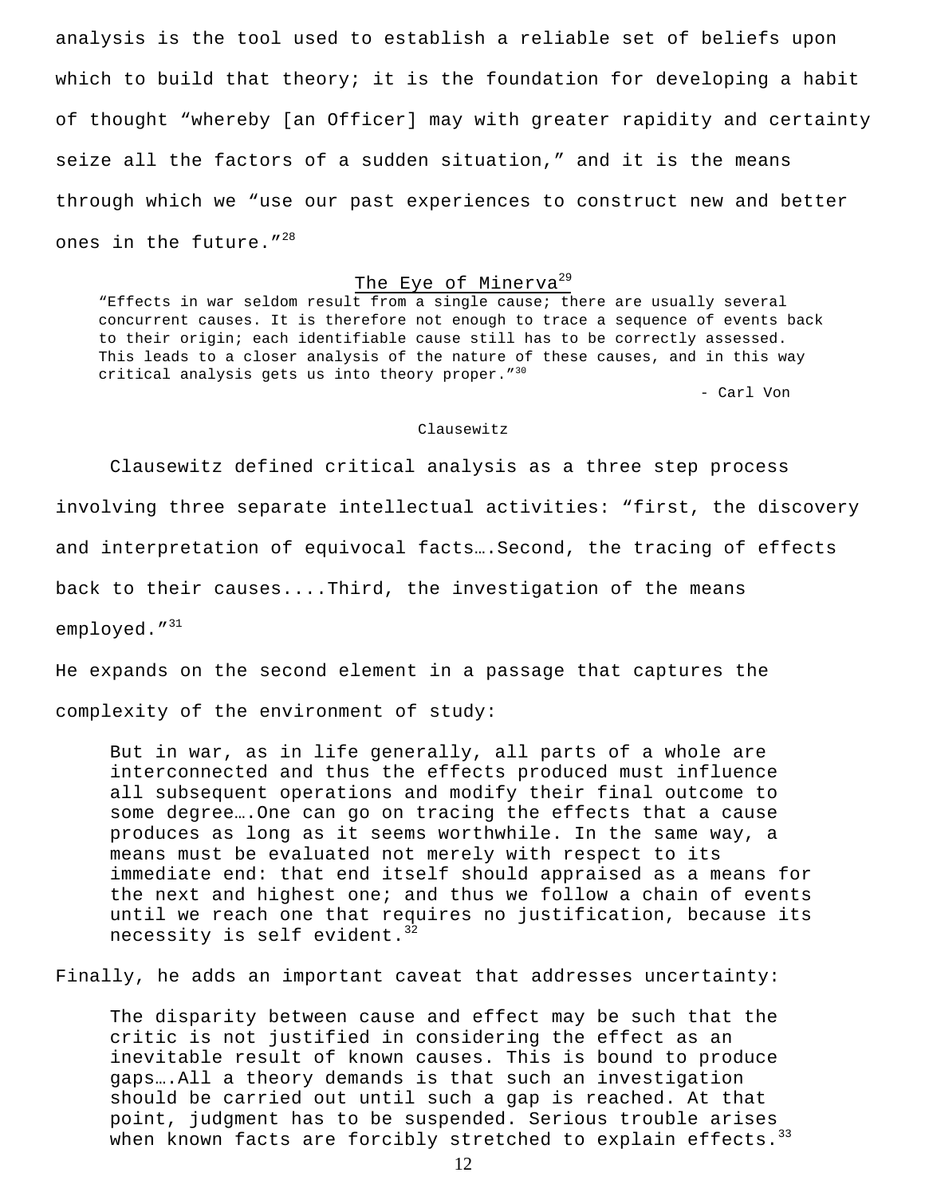analysis is the tool used to establish a reliable set of beliefs upon which to build that theory; it is the foundation for developing a habit of thought "whereby [an Officer] may with greater rapidity and certainty seize all the factors of a sudden situation," and it is the means through which we "use our past experiences to construct new and better ones in the future."[28]

## The Eye of Minerva[29]

> "Effects in war seldom result from a single cause; there are usually several concurrent causes. It is therefore not enough to trace a sequence of events back to their origin; each identifiable cause still has to be correctly assessed. This leads to a closer analysis of the nature of these causes, and in this way critical analysis gets us into theory proper."[30]
>
> - Carl Von Clausewitz

Clausewitz defined critical analysis as a three step process involving three separate intellectual activities: "first, the discovery and interpretation of equivocal facts….Second, the tracing of effects back to their causes....Third, the investigation of the means employed."[31]

He expands on the second element in a passage that captures the complexity of the environment of study:

> But in war, as in life generally, all parts of a whole are interconnected and thus the effects produced must influence all subsequent operations and modify their final outcome to some degree….One can go on tracing the effects that a cause produces as long as it seems worthwhile. In the same way, a means must be evaluated not merely with respect to its immediate end: that end itself should appraised as a means for the next and highest one; and thus we follow a chain of events until we reach one that requires no justification, because its necessity is self evident.[32]

Finally, he adds an important caveat that addresses uncertainty:

> The disparity between cause and effect may be such that the critic is not justified in considering the effect as an inevitable result of known causes. This is bound to produce gaps….All a theory demands is that such an investigation should be carried out until such a gap is reached. At that point, judgment has to be suspended. Serious trouble arises when known facts are forcibly stretched to explain effects.[33]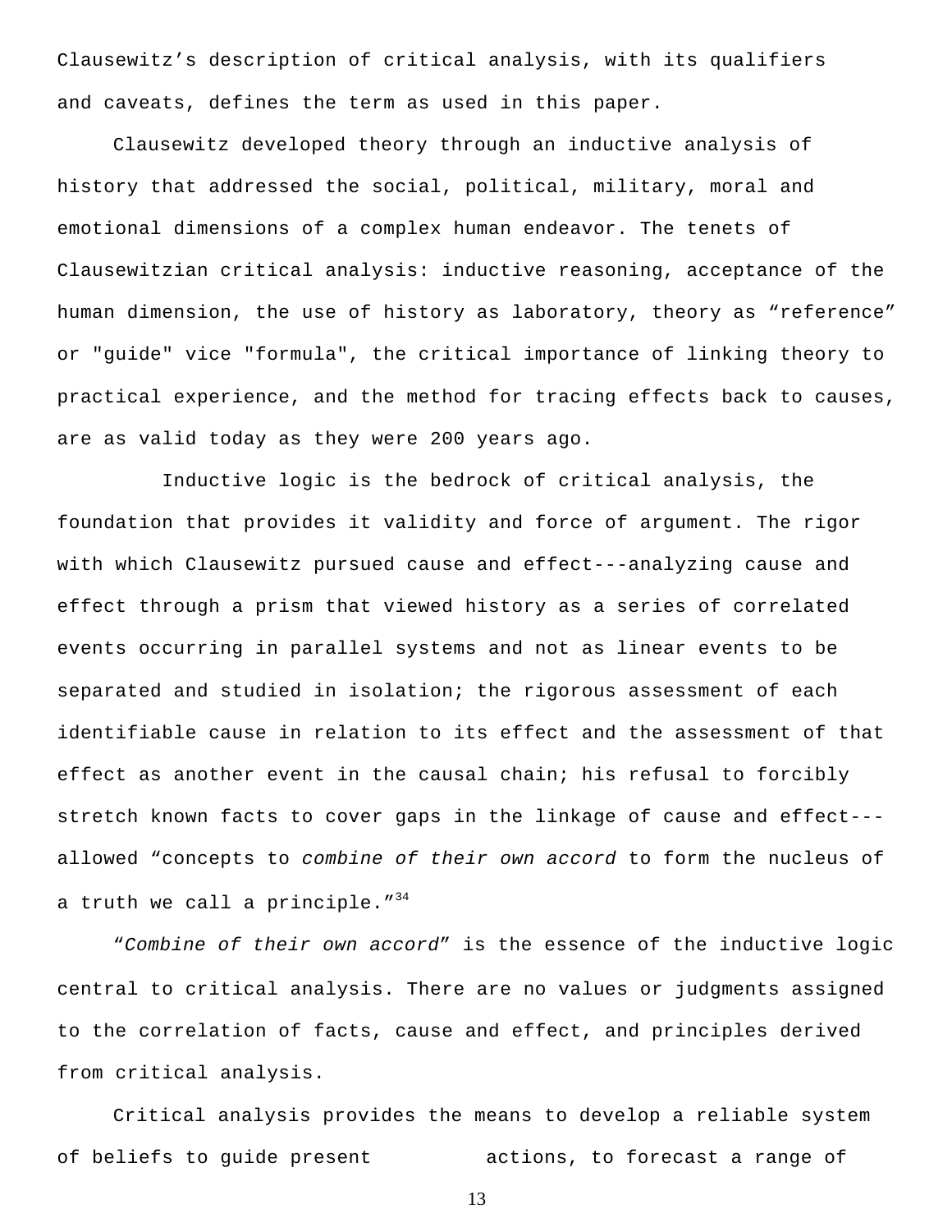Clausewitz's description of critical analysis, with its qualifiers and caveats, defines the term as used in this paper.

Clausewitz developed theory through an inductive analysis of history that addressed the social, political, military, moral and emotional dimensions of a complex human endeavor. The tenets of Clausewitzian critical analysis: inductive reasoning, acceptance of the human dimension, the use of history as laboratory, theory as "reference" or "guide" vice "formula", the critical importance of linking theory to practical experience, and the method for tracing effects back to causes, are as valid today as they were 200 years ago.

Inductive logic is the bedrock of critical analysis, the foundation that provides it validity and force of argument. The rigor with which Clausewitz pursued cause and effect---analyzing cause and effect through a prism that viewed history as a series of correlated events occurring in parallel systems and not as linear events to be separated and studied in isolation; the rigorous assessment of each identifiable cause in relation to its effect and the assessment of that effect as another event in the causal chain; his refusal to forcibly stretch known facts to cover gaps in the linkage of cause and effect---allowed "concepts to *combine of their own accord* to form the nucleus of a truth we call a principle."[34]

"*Combine of their own accord*" is the essence of the inductive logic central to critical analysis. There are no values or judgments assigned to the correlation of facts, cause and effect, and principles derived from critical analysis.

Critical analysis provides the means to develop a reliable system of beliefs to guide present actions, to forecast a range of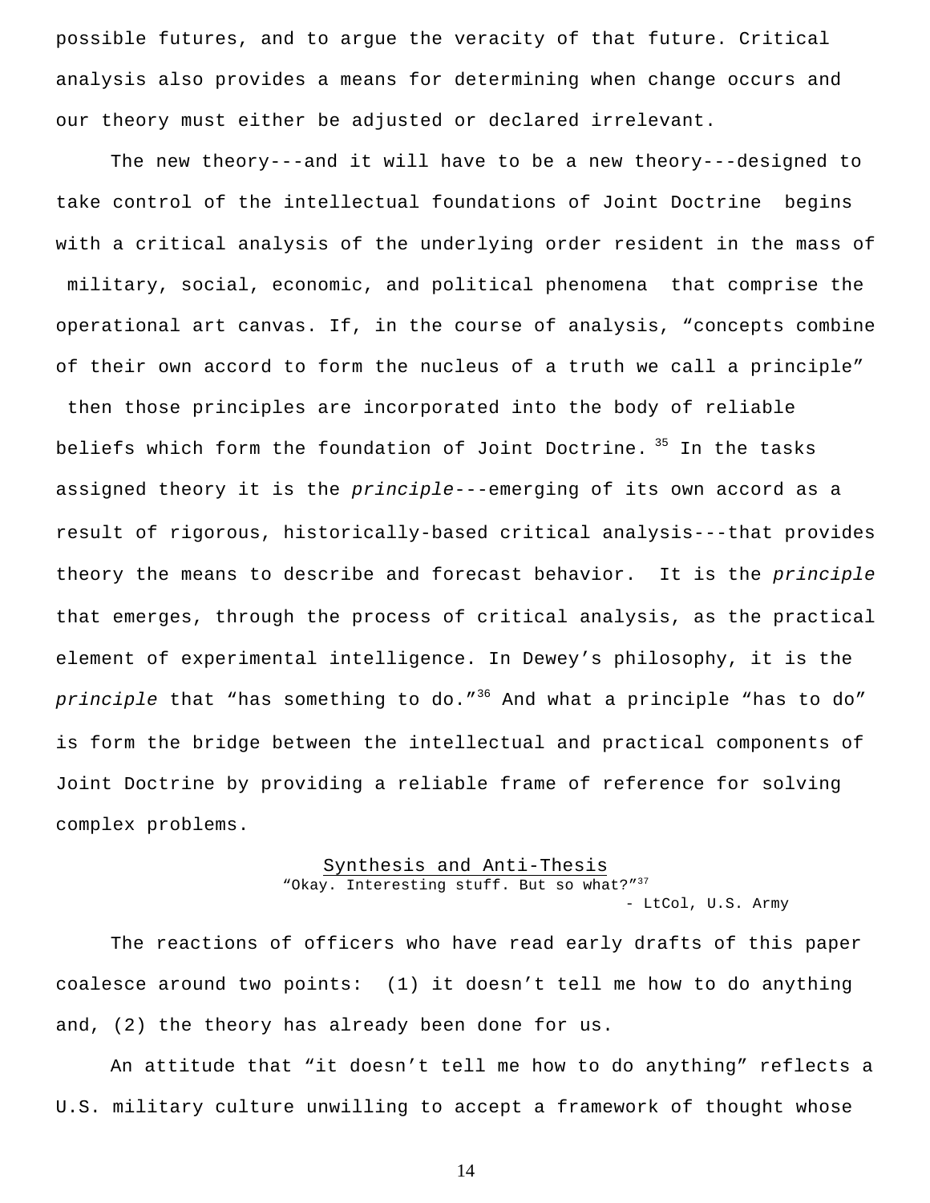possible futures, and to argue the veracity of that future. Critical analysis also provides a means for determining when change occurs and our theory must either be adjusted or declared irrelevant.

The new theory---and it will have to be a new theory---designed to take control of the intellectual foundations of Joint Doctrine begins with a critical analysis of the underlying order resident in the mass of military, social, economic, and political phenomena that comprise the operational art canvas. If, in the course of analysis, “concepts combine of their own accord to form the nucleus of a truth we call a principle” then those principles are incorporated into the body of reliable beliefs which form the foundation of Joint Doctrine.[35] In the tasks assigned theory it is the *principle*---emerging of its own accord as a result of rigorous, historically-based critical analysis---that provides theory the means to describe and forecast behavior. It is the *principle* that emerges, through the process of critical analysis, as the practical element of experimental intelligence. In Dewey’s philosophy, it is the *principle* that “has something to do.”[36] And what a principle “has to do” is form the bridge between the intellectual and practical components of Joint Doctrine by providing a reliable frame of reference for solving complex problems.

## Synthesis and Anti-Thesis

“Okay. Interesting stuff. But so what?”[37]

- LtCol, U.S. Army

The reactions of officers who have read early drafts of this paper coalesce around two points: (1) it doesn’t tell me how to do anything and, (2) the theory has already been done for us.

An attitude that “it doesn’t tell me how to do anything” reflects a U.S. military culture unwilling to accept a framework of thought whose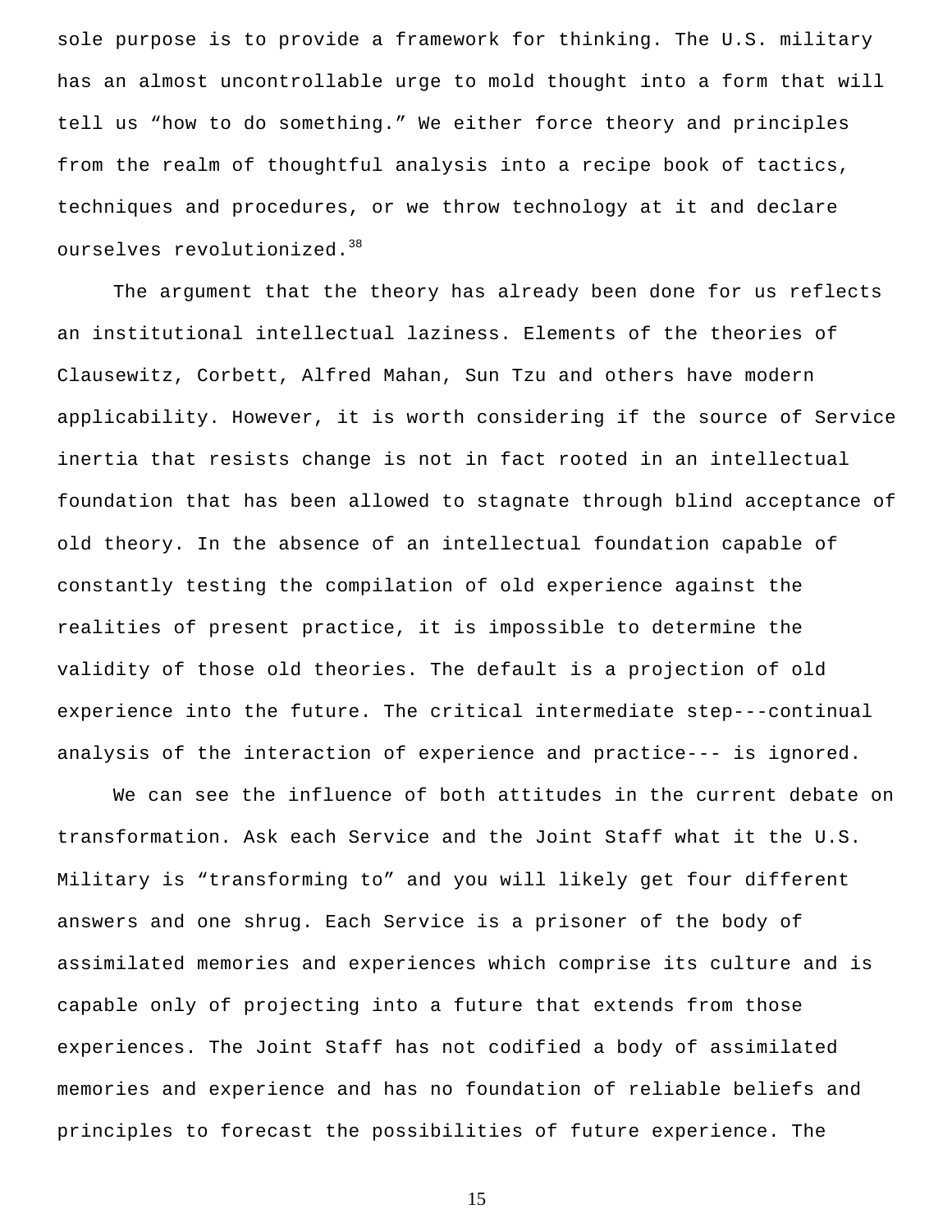sole purpose is to provide a framework for thinking. The U.S. military has an almost uncontrollable urge to mold thought into a form that will tell us “how to do something.” We either force theory and principles from the realm of thoughtful analysis into a recipe book of tactics, techniques and procedures, or we throw technology at it and declare ourselves revolutionized.[38]

The argument that the theory has already been done for us reflects an institutional intellectual laziness. Elements of the theories of Clausewitz, Corbett, Alfred Mahan, Sun Tzu and others have modern applicability. However, it is worth considering if the source of Service inertia that resists change is not in fact rooted in an intellectual foundation that has been allowed to stagnate through blind acceptance of old theory. In the absence of an intellectual foundation capable of constantly testing the compilation of old experience against the realities of present practice, it is impossible to determine the validity of those old theories. The default is a projection of old experience into the future. The critical intermediate step---continual analysis of the interaction of experience and practice--- is ignored.

We can see the influence of both attitudes in the current debate on transformation. Ask each Service and the Joint Staff what it the U.S. Military is “transforming to” and you will likely get four different answers and one shrug. Each Service is a prisoner of the body of assimilated memories and experiences which comprise its culture and is capable only of projecting into a future that extends from those experiences. The Joint Staff has not codified a body of assimilated memories and experience and has no foundation of reliable beliefs and principles to forecast the possibilities of future experience. The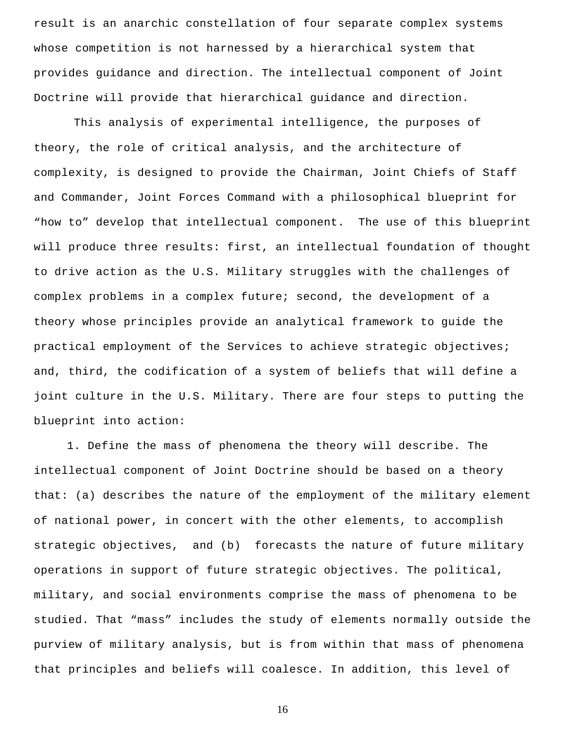result is an anarchic constellation of four separate complex systems whose competition is not harnessed by a hierarchical system that provides guidance and direction. The intellectual component of Joint Doctrine will provide that hierarchical guidance and direction.

This analysis of experimental intelligence, the purposes of theory, the role of critical analysis, and the architecture of complexity, is designed to provide the Chairman, Joint Chiefs of Staff and Commander, Joint Forces Command with a philosophical blueprint for "how to" develop that intellectual component. The use of this blueprint will produce three results: first, an intellectual foundation of thought to drive action as the U.S. Military struggles with the challenges of complex problems in a complex future; second, the development of a theory whose principles provide an analytical framework to guide the practical employment of the Services to achieve strategic objectives; and, third, the codification of a system of beliefs that will define a joint culture in the U.S. Military. There are four steps to putting the blueprint into action:

1. Define the mass of phenomena the theory will describe. The intellectual component of Joint Doctrine should be based on a theory that: (a) describes the nature of the employment of the military element of national power, in concert with the other elements, to accomplish strategic objectives, and (b) forecasts the nature of future military operations in support of future strategic objectives. The political, military, and social environments comprise the mass of phenomena to be studied. That "mass" includes the study of elements normally outside the purview of military analysis, but is from within that mass of phenomena that principles and beliefs will coalesce. In addition, this level of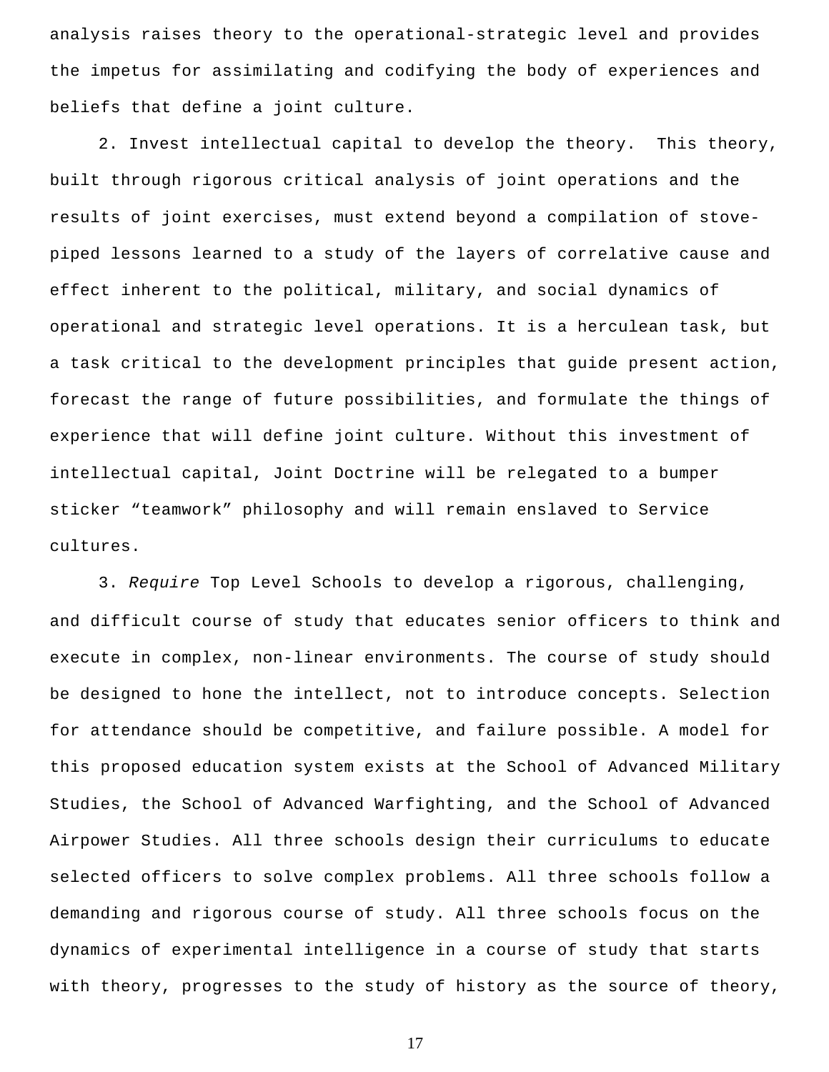analysis raises theory to the operational-strategic level and provides the impetus for assimilating and codifying the body of experiences and beliefs that define a joint culture.

2. Invest intellectual capital to develop the theory. This theory, built through rigorous critical analysis of joint operations and the results of joint exercises, must extend beyond a compilation of stove-piped lessons learned to a study of the layers of correlative cause and effect inherent to the political, military, and social dynamics of operational and strategic level operations. It is a herculean task, but a task critical to the development principles that guide present action, forecast the range of future possibilities, and formulate the things of experience that will define joint culture. Without this investment of intellectual capital, Joint Doctrine will be relegated to a bumper sticker "teamwork" philosophy and will remain enslaved to Service cultures.

3. *Require* Top Level Schools to develop a rigorous, challenging, and difficult course of study that educates senior officers to think and execute in complex, non-linear environments. The course of study should be designed to hone the intellect, not to introduce concepts. Selection for attendance should be competitive, and failure possible. A model for this proposed education system exists at the School of Advanced Military Studies, the School of Advanced Warfighting, and the School of Advanced Airpower Studies. All three schools design their curriculums to educate selected officers to solve complex problems. All three schools follow a demanding and rigorous course of study. All three schools focus on the dynamics of experimental intelligence in a course of study that starts with theory, progresses to the study of history as the source of theory,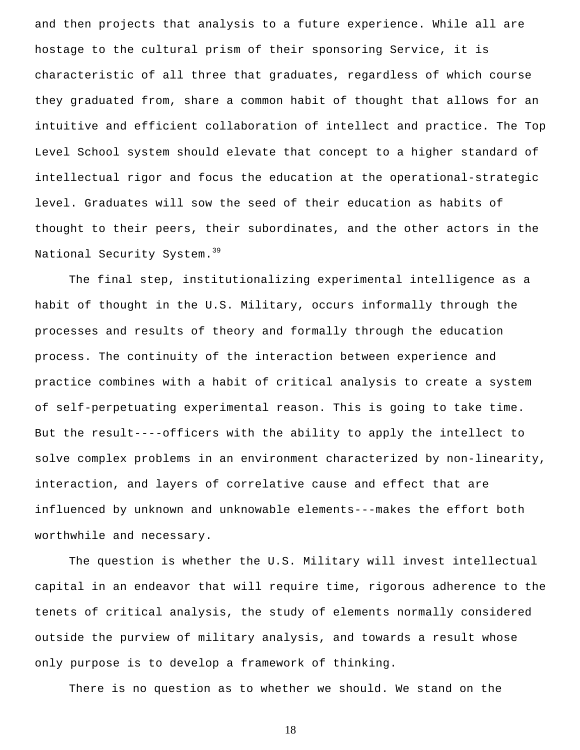and then projects that analysis to a future experience. While all are hostage to the cultural prism of their sponsoring Service, it is characteristic of all three that graduates, regardless of which course they graduated from, share a common habit of thought that allows for an intuitive and efficient collaboration of intellect and practice. The Top Level School system should elevate that concept to a higher standard of intellectual rigor and focus the education at the operational-strategic level. Graduates will sow the seed of their education as habits of thought to their peers, their subordinates, and the other actors in the National Security System.[39]

The final step, institutionalizing experimental intelligence as a habit of thought in the U.S. Military, occurs informally through the processes and results of theory and formally through the education process. The continuity of the interaction between experience and practice combines with a habit of critical analysis to create a system of self-perpetuating experimental reason. This is going to take time. But the result----officers with the ability to apply the intellect to solve complex problems in an environment characterized by non-linearity, interaction, and layers of correlative cause and effect that are influenced by unknown and unknowable elements---makes the effort both worthwhile and necessary.

The question is whether the U.S. Military will invest intellectual capital in an endeavor that will require time, rigorous adherence to the tenets of critical analysis, the study of elements normally considered outside the purview of military analysis, and towards a result whose only purpose is to develop a framework of thinking.

There is no question as to whether we should. We stand on the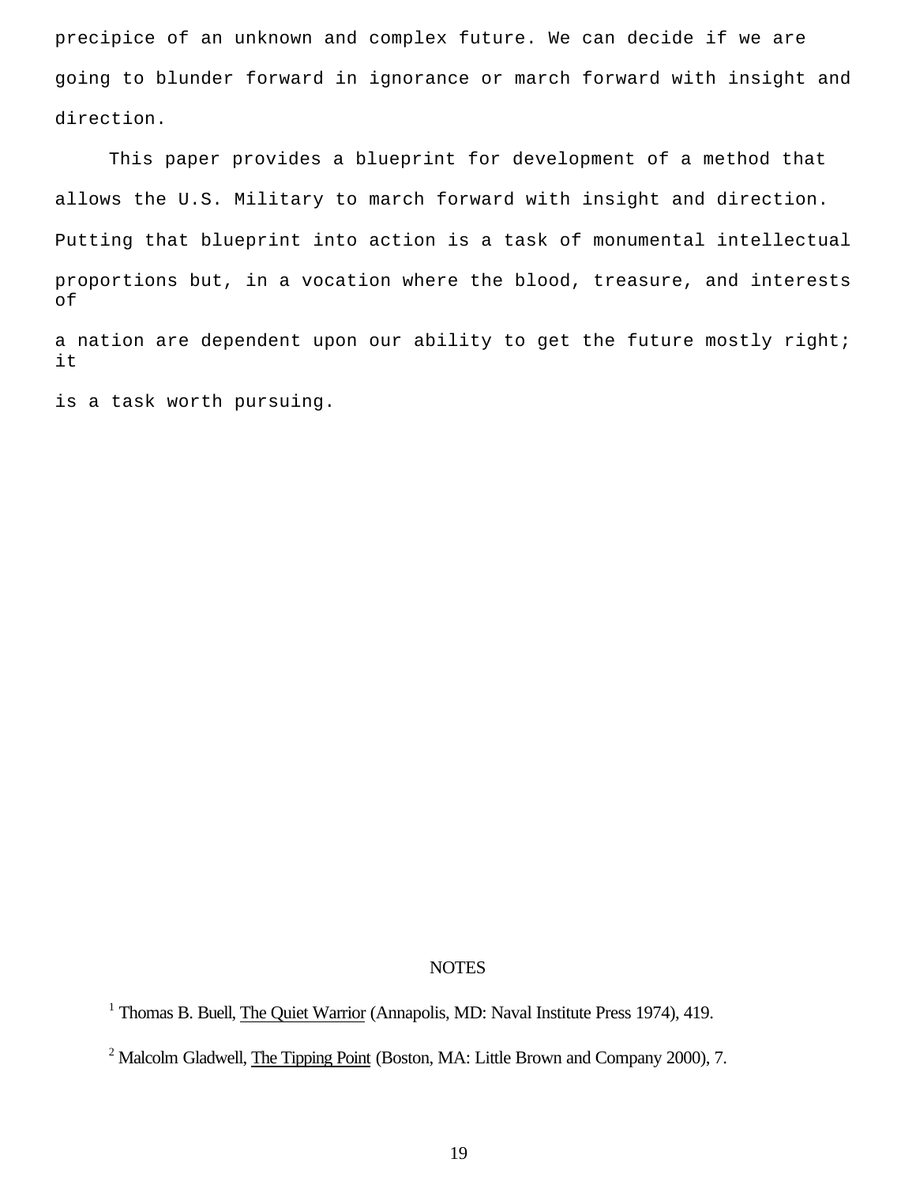precipice of an unknown and complex future. We can decide if we are going to blunder forward in ignorance or march forward with insight and direction.

This paper provides a blueprint for development of a method that allows the U.S. Military to march forward with insight and direction. Putting that blueprint into action is a task of monumental intellectual proportions but, in a vocation where the blood, treasure, and interests of a nation are dependent upon our ability to get the future mostly right; it is a task worth pursuing.

## NOTES

[1] Thomas B. Buell, The Quiet Warrior (Annapolis, MD: Naval Institute Press 1974), 419.

[2] Malcolm Gladwell, The Tipping Point (Boston, MA: Little Brown and Company 2000), 7.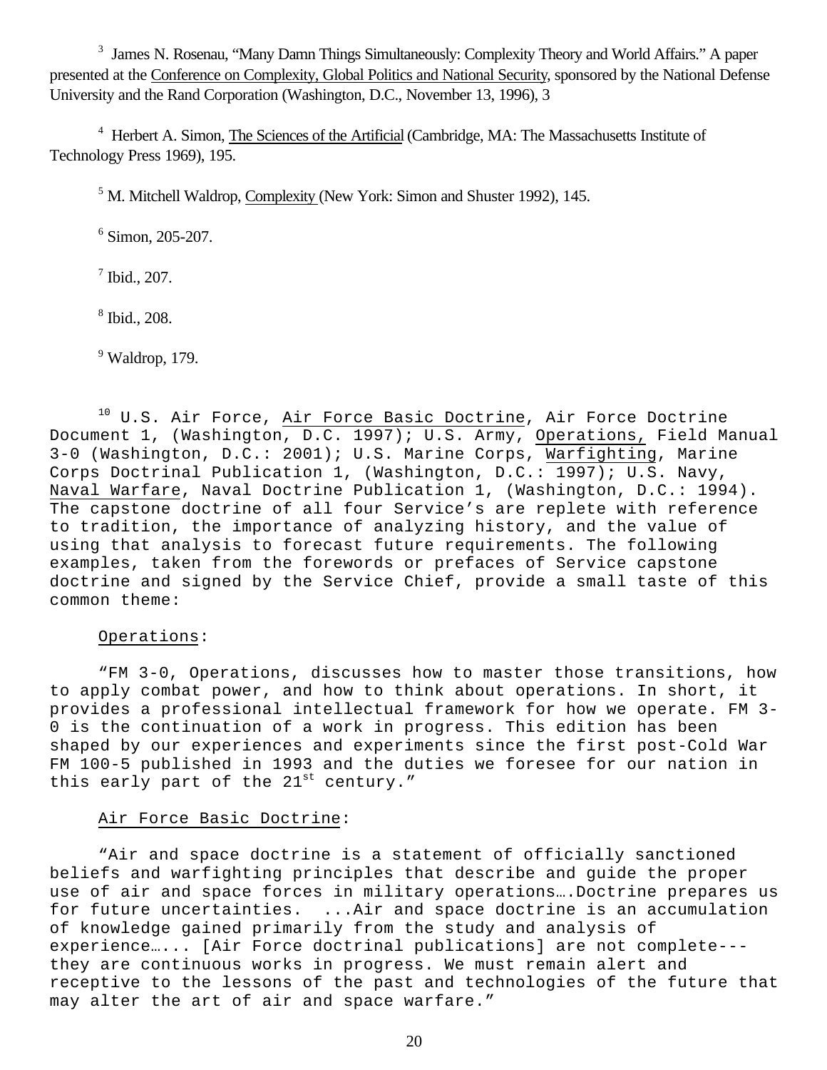[3] James N. Rosenau, "Many Damn Things Simultaneously: Complexity Theory and World Affairs." A paper presented at the Conference on Complexity, Global Politics and National Security, sponsored by the National Defense University and the Rand Corporation (Washington, D.C., November 13, 1996), 3

[4] Herbert A. Simon, The Sciences of the Artificial (Cambridge, MA: The Massachusetts Institute of Technology Press 1969), 195.

[5] M. Mitchell Waldrop, Complexity (New York: Simon and Shuster 1992), 145.

[6] Simon, 205-207.

[7] Ibid., 207.

[8] Ibid., 208.

[9] Waldrop, 179.

[10] U.S. Air Force, Air Force Basic Doctrine, Air Force Doctrine Document 1, (Washington, D.C. 1997); U.S. Army, Operations, Field Manual 3-0 (Washington, D.C.: 2001); U.S. Marine Corps, Warfighting, Marine Corps Doctrinal Publication 1, (Washington, D.C.: 1997); U.S. Navy, Naval Warfare, Naval Doctrine Publication 1, (Washington, D.C.: 1994). The capstone doctrine of all four Service's are replete with reference to tradition, the importance of analyzing history, and the value of using that analysis to forecast future requirements. The following examples, taken from the forewords or prefaces of Service capstone doctrine and signed by the Service Chief, provide a small taste of this common theme:

Operations:

"FM 3-0, Operations, discusses how to master those transitions, how to apply combat power, and how to think about operations. In short, it provides a professional intellectual framework for how we operate. FM 3-0 is the continuation of a work in progress. This edition has been shaped by our experiences and experiments since the first post-Cold War FM 100-5 published in 1993 and the duties we foresee for our nation in this early part of the 21st century."

Air Force Basic Doctrine:

"Air and space doctrine is a statement of officially sanctioned beliefs and warfighting principles that describe and guide the proper use of air and space forces in military operations….Doctrine prepares us for future uncertainties. ...Air and space doctrine is an accumulation of knowledge gained primarily from the study and analysis of experience…... [Air Force doctrinal publications] are not complete---they are continuous works in progress. We must remain alert and receptive to the lessons of the past and technologies of the future that may alter the art of air and space warfare."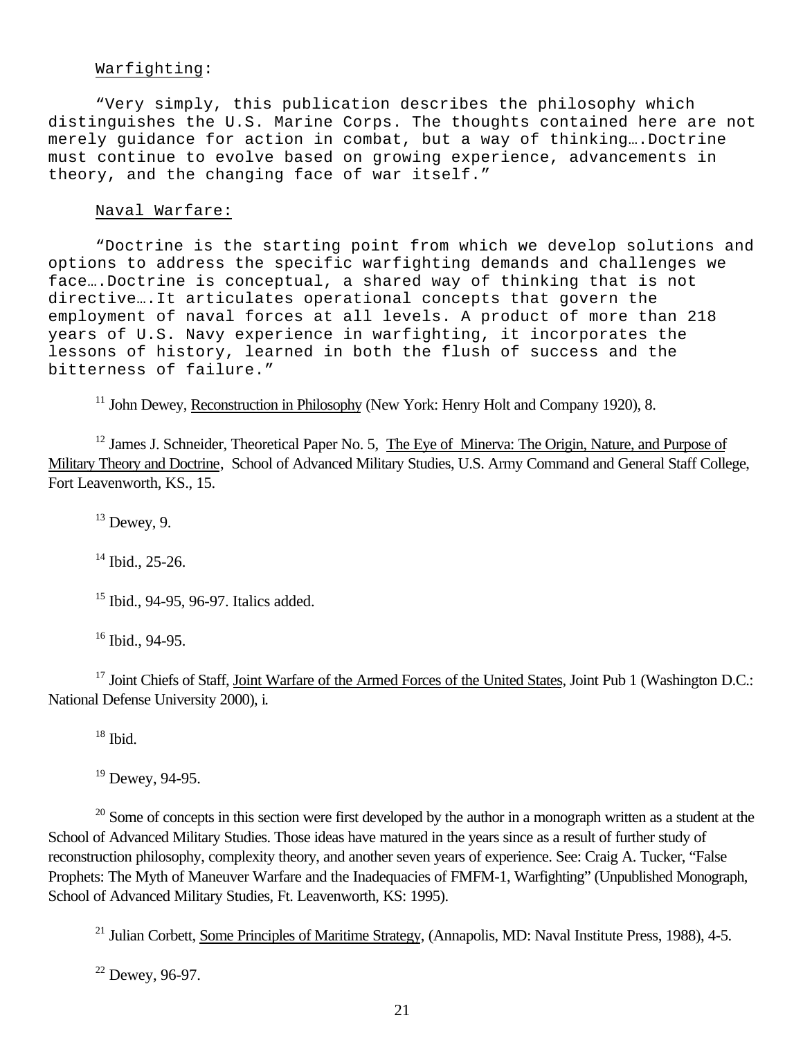Warfighting:

"Very simply, this publication describes the philosophy which distinguishes the U.S. Marine Corps. The thoughts contained here are not merely guidance for action in combat, but a way of thinking….Doctrine must continue to evolve based on growing experience, advancements in theory, and the changing face of war itself."

Naval Warfare:

"Doctrine is the starting point from which we develop solutions and options to address the specific warfighting demands and challenges we face….Doctrine is conceptual, a shared way of thinking that is not directive….It articulates operational concepts that govern the employment of naval forces at all levels. A product of more than 218 years of U.S. Navy experience in warfighting, it incorporates the lessons of history, learned in both the flush of success and the bitterness of failure."

[11] John Dewey, Reconstruction in Philosophy (New York: Henry Holt and Company 1920), 8.

[12] James J. Schneider, Theoretical Paper No. 5, The Eye of Minerva: The Origin, Nature, and Purpose of Military Theory and Doctrine, School of Advanced Military Studies, U.S. Army Command and General Staff College, Fort Leavenworth, KS., 15.

[13] Dewey, 9.

[14] Ibid., 25-26.

[15] Ibid., 94-95, 96-97. Italics added.

[16] Ibid., 94-95.

[17] Joint Chiefs of Staff, Joint Warfare of the Armed Forces of the United States, Joint Pub 1 (Washington D.C.: National Defense University 2000), i.

[18] Ibid.

[19] Dewey, 94-95.

[20] Some of concepts in this section were first developed by the author in a monograph written as a student at the School of Advanced Military Studies. Those ideas have matured in the years since as a result of further study of reconstruction philosophy, complexity theory, and another seven years of experience. See: Craig A. Tucker, "False Prophets: The Myth of Maneuver Warfare and the Inadequacies of FMFM-1, Warfighting" (Unpublished Monograph, School of Advanced Military Studies, Ft. Leavenworth, KS: 1995).

[21] Julian Corbett, Some Principles of Maritime Strategy, (Annapolis, MD: Naval Institute Press, 1988), 4-5.

[22] Dewey, 96-97.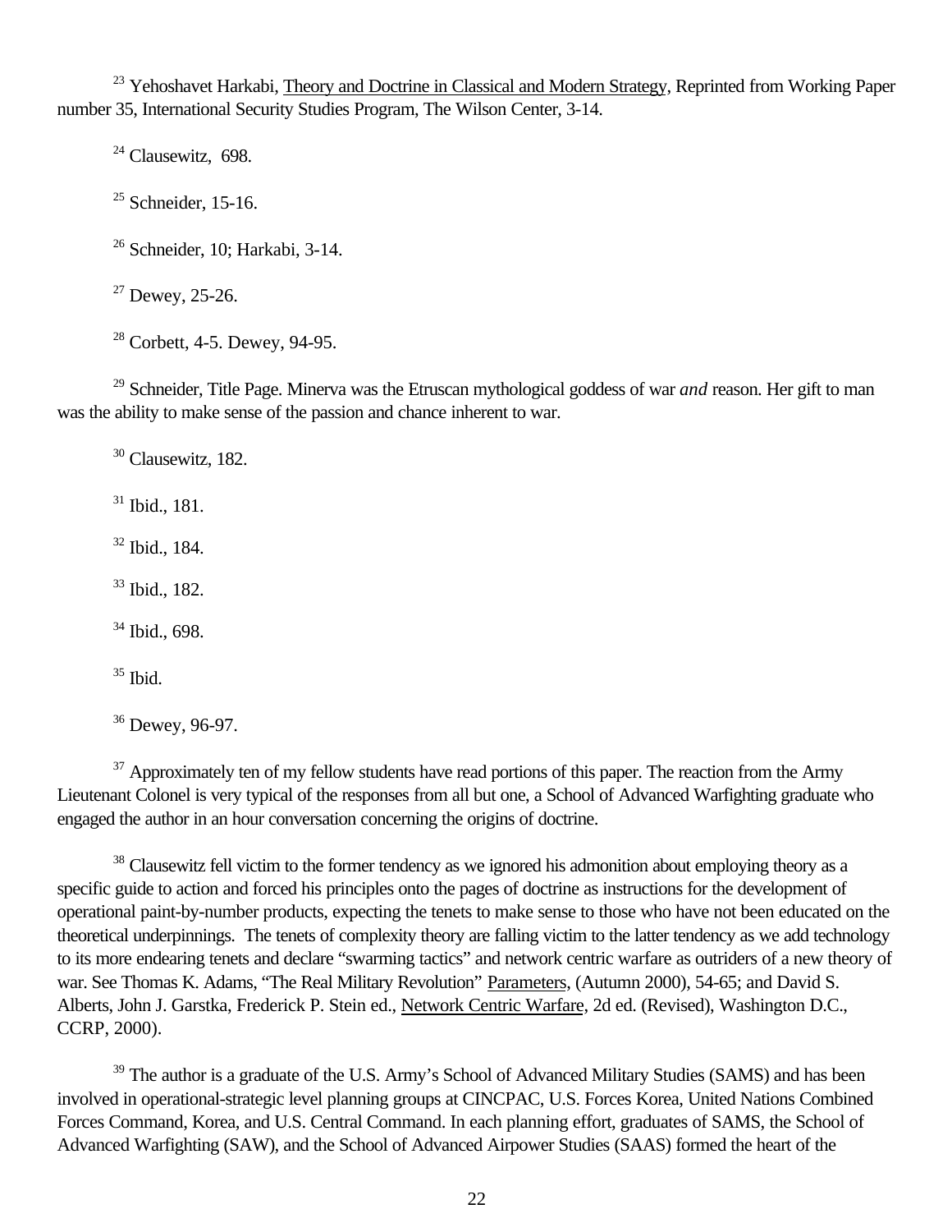[23] Yehoshavet Harkabi, Theory and Doctrine in Classical and Modern Strategy, Reprinted from Working Paper number 35, International Security Studies Program, The Wilson Center, 3-14.

[24] Clausewitz, 698.

[25] Schneider, 15-16.

[26] Schneider, 10; Harkabi, 3-14.

[27] Dewey, 25-26.

[28] Corbett, 4-5. Dewey, 94-95.

[29] Schneider, Title Page. Minerva was the Etruscan mythological goddess of war *and* reason. Her gift to man was the ability to make sense of the passion and chance inherent to war.

[30] Clausewitz, 182.

[31] Ibid., 181.

[32] Ibid., 184.

[33] Ibid., 182.

[34] Ibid., 698.

[35] Ibid.

[36] Dewey, 96-97.

[37] Approximately ten of my fellow students have read portions of this paper. The reaction from the Army Lieutenant Colonel is very typical of the responses from all but one, a School of Advanced Warfighting graduate who engaged the author in an hour conversation concerning the origins of doctrine.

[38] Clausewitz fell victim to the former tendency as we ignored his admonition about employing theory as a specific guide to action and forced his principles onto the pages of doctrine as instructions for the development of operational paint-by-number products, expecting the tenets to make sense to those who have not been educated on the theoretical underpinnings. The tenets of complexity theory are falling victim to the latter tendency as we add technology to its more endearing tenets and declare "swarming tactics" and network centric warfare as outriders of a new theory of war. See Thomas K. Adams, "The Real Military Revolution" Parameters, (Autumn 2000), 54-65; and David S. Alberts, John J. Garstka, Frederick P. Stein ed., Network Centric Warfare, 2d ed. (Revised), Washington D.C., CCRP, 2000).

[39] The author is a graduate of the U.S. Army's School of Advanced Military Studies (SAMS) and has been involved in operational-strategic level planning groups at CINCPAC, U.S. Forces Korea, United Nations Combined Forces Command, Korea, and U.S. Central Command. In each planning effort, graduates of SAMS, the School of Advanced Warfighting (SAW), and the School of Advanced Airpower Studies (SAAS) formed the heart of the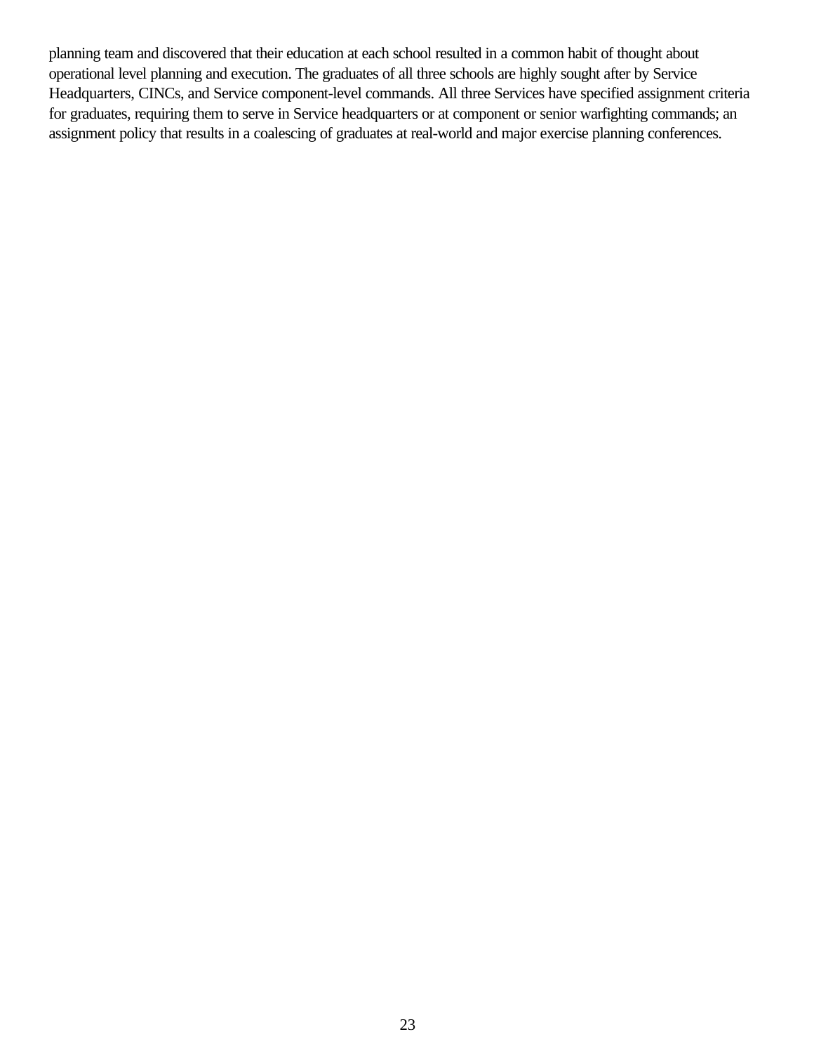planning team and discovered that their education at each school resulted in a common habit of thought about operational level planning and execution. The graduates of all three schools are highly sought after by Service Headquarters, CINCs, and Service component-level commands. All three Services have specified assignment criteria for graduates, requiring them to serve in Service headquarters or at component or senior warfighting commands; an assignment policy that results in a coalescing of graduates at real-world and major exercise planning conferences.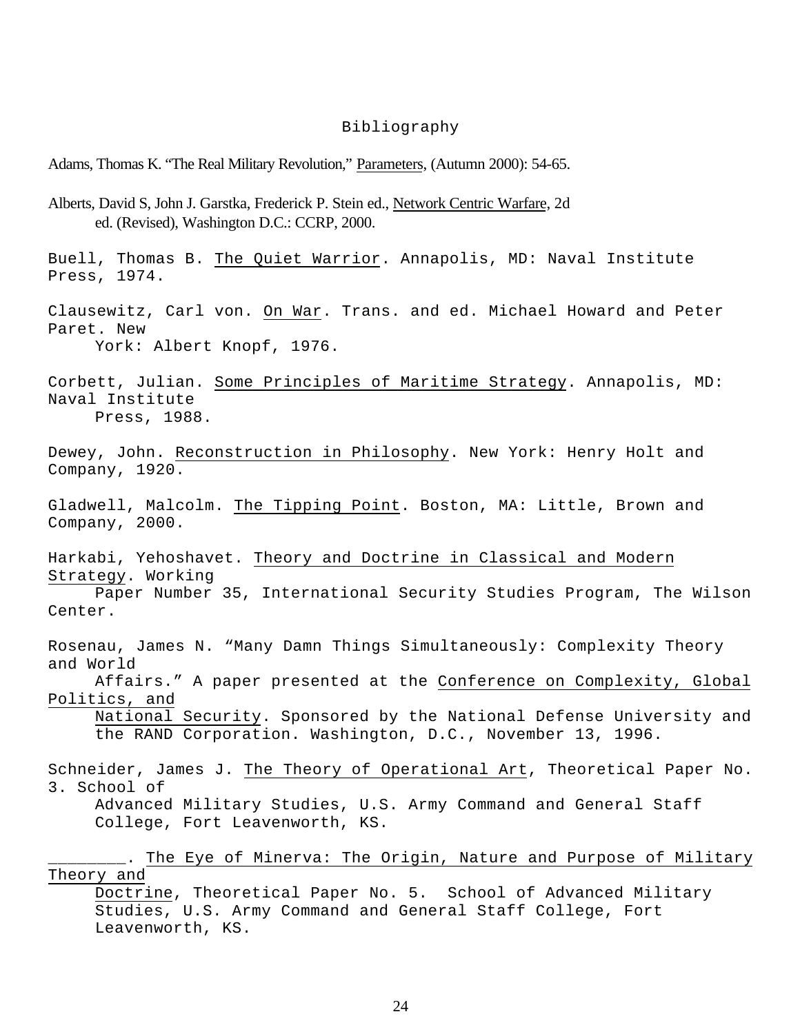# Bibliography

Adams, Thomas K. "The Real Military Revolution," Parameters, (Autumn 2000): 54-65.

Alberts, David S, John J. Garstka, Frederick P. Stein ed., Network Centric Warfare, 2d ed. (Revised), Washington D.C.: CCRP, 2000.

Buell, Thomas B. The Quiet Warrior. Annapolis, MD: Naval Institute Press, 1974.

Clausewitz, Carl von. On War. Trans. and ed. Michael Howard and Peter Paret. New York: Albert Knopf, 1976.

Corbett, Julian. Some Principles of Maritime Strategy. Annapolis, MD: Naval Institute Press, 1988.

Dewey, John. Reconstruction in Philosophy. New York: Henry Holt and Company, 1920.

Gladwell, Malcolm. The Tipping Point. Boston, MA: Little, Brown and Company, 2000.

Harkabi, Yehoshavet. Theory and Doctrine in Classical and Modern Strategy. Working Paper Number 35, International Security Studies Program, The Wilson Center.

Rosenau, James N. "Many Damn Things Simultaneously: Complexity Theory and World Affairs." A paper presented at the Conference on Complexity, Global Politics, and National Security. Sponsored by the National Defense University and the RAND Corporation. Washington, D.C., November 13, 1996.

Schneider, James J. The Theory of Operational Art, Theoretical Paper No. 3. School of Advanced Military Studies, U.S. Army Command and General Staff College, Fort Leavenworth, KS.

________. The Eye of Minerva: The Origin, Nature and Purpose of Military Theory and Doctrine, Theoretical Paper No. 5. School of Advanced Military Studies, U.S. Army Command and General Staff College, Fort Leavenworth, KS.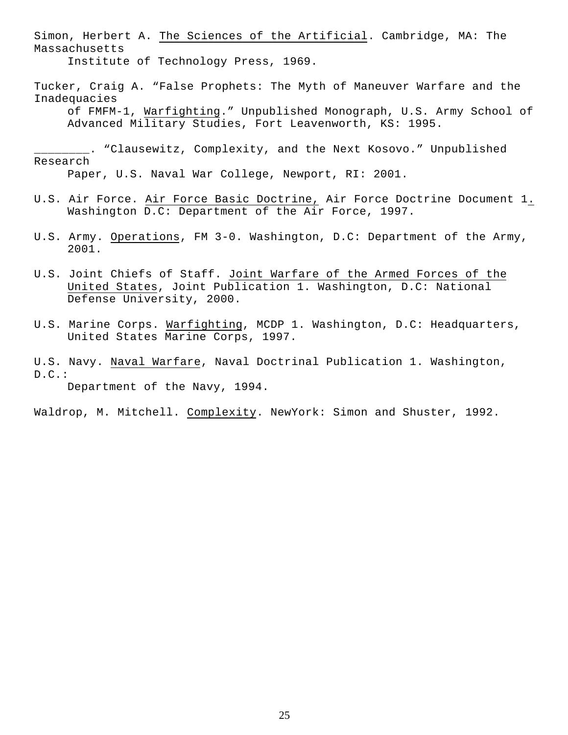Simon, Herbert A. The Sciences of the Artificial. Cambridge, MA: The Massachusetts Institute of Technology Press, 1969.

Tucker, Craig A. "False Prophets: The Myth of Maneuver Warfare and the Inadequacies of FMFM-1, Warfighting." Unpublished Monograph, U.S. Army School of Advanced Military Studies, Fort Leavenworth, KS: 1995.

________. "Clausewitz, Complexity, and the Next Kosovo." Unpublished Research Paper, U.S. Naval War College, Newport, RI: 2001.

U.S. Air Force. Air Force Basic Doctrine, Air Force Doctrine Document 1. Washington D.C: Department of the Air Force, 1997.

U.S. Army. Operations, FM 3-0. Washington, D.C: Department of the Army, 2001.

U.S. Joint Chiefs of Staff. Joint Warfare of the Armed Forces of the United States, Joint Publication 1. Washington, D.C: National Defense University, 2000.

U.S. Marine Corps. Warfighting, MCDP 1. Washington, D.C: Headquarters, United States Marine Corps, 1997.

U.S. Navy. Naval Warfare, Naval Doctrinal Publication 1. Washington, D.C.: Department of the Navy, 1994.

Waldrop, M. Mitchell. Complexity. NewYork: Simon and Shuster, 1992.